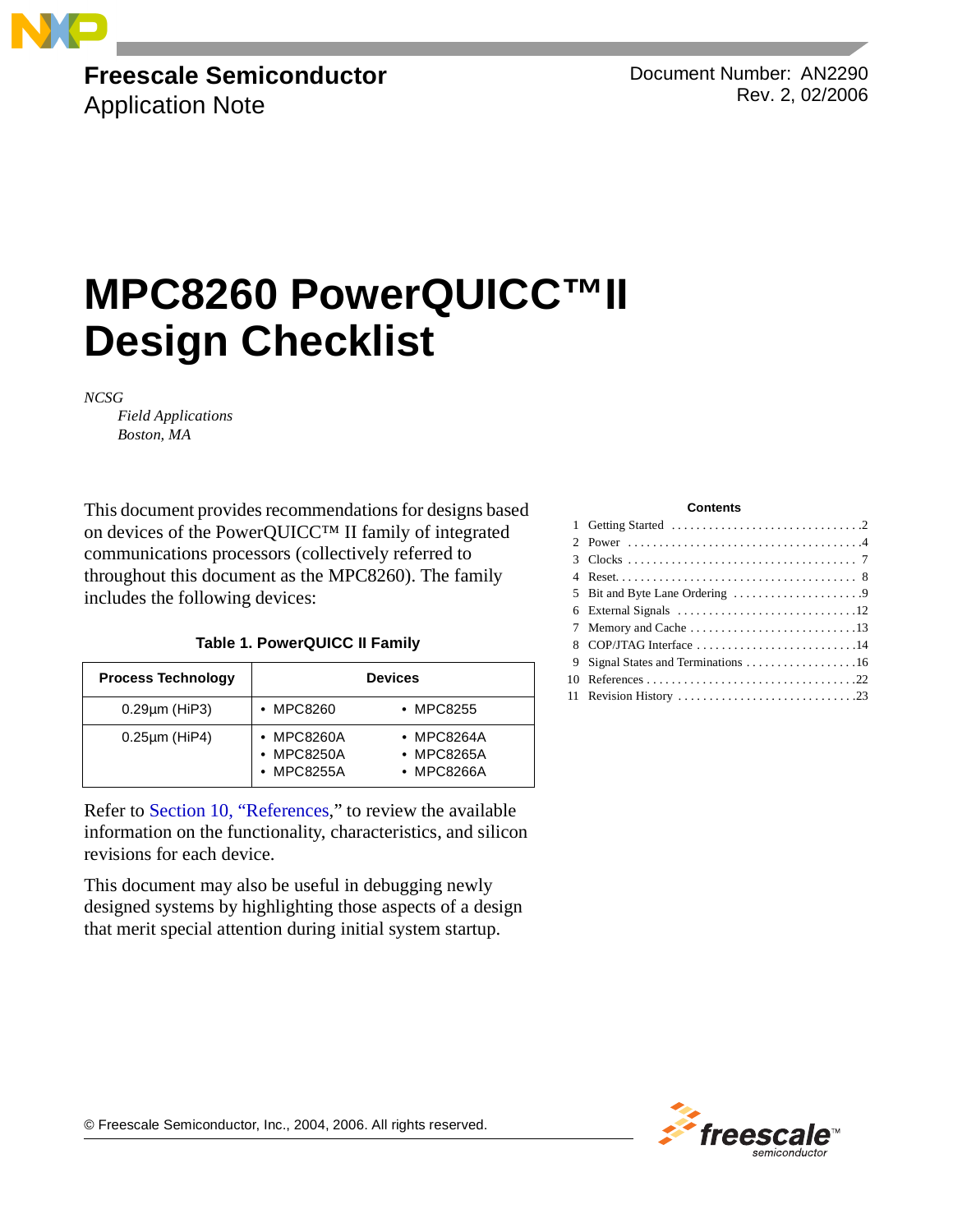**Freescale Semiconductor**
Application Note

Document Number: AN2290
Rev. 2, 02/2006

# MPC8260 PowerQUICC™ II Design Checklist

*NCSG*
*Field Applications*
*Boston, MA*

This document provides recommendations for designs based on devices of the PowerQUICC™ II family of integrated communications processors (collectively referred to throughout this document as the MPC8260). The family includes the following devices:

**Table 1. PowerQUICC II Family**

| Process Technology | Devices | |
|---|---|---|
| 0.29µm (HiP3) | • MPC8260 | • MPC8255 |
| 0.25µm (HiP4) | • MPC8260A<br>• MPC8250A<br>• MPC8255A | • MPC8264A<br>• MPC8265A<br>• MPC8266A |

Refer to Section 10, "References," to review the available information on the functionality, characteristics, and silicon revisions for each device.

This document may also be useful in debugging newly designed systems by highlighting those aspects of a design that merit special attention during initial system startup.

**Contents**

1. Getting Started . . . . . . . . . . 2
2. Power . . . . . . . . . . 4
3. Clocks . . . . . . . . . . 7
4. Reset . . . . . . . . . . 8
5. Bit and Byte Lane Ordering . . . . . . . . . . 9
6. External Signals . . . . . . . . . . 12
7. Memory and Cache . . . . . . . . . . 13
8. COP/JTAG Interface . . . . . . . . . . 14
9. Signal States and Terminations . . . . . . . . . . 16
10. References . . . . . . . . . . 22
11. Revision History . . . . . . . . . . 23

© Freescale Semiconductor, Inc., 2004, 2006. All rights reserved.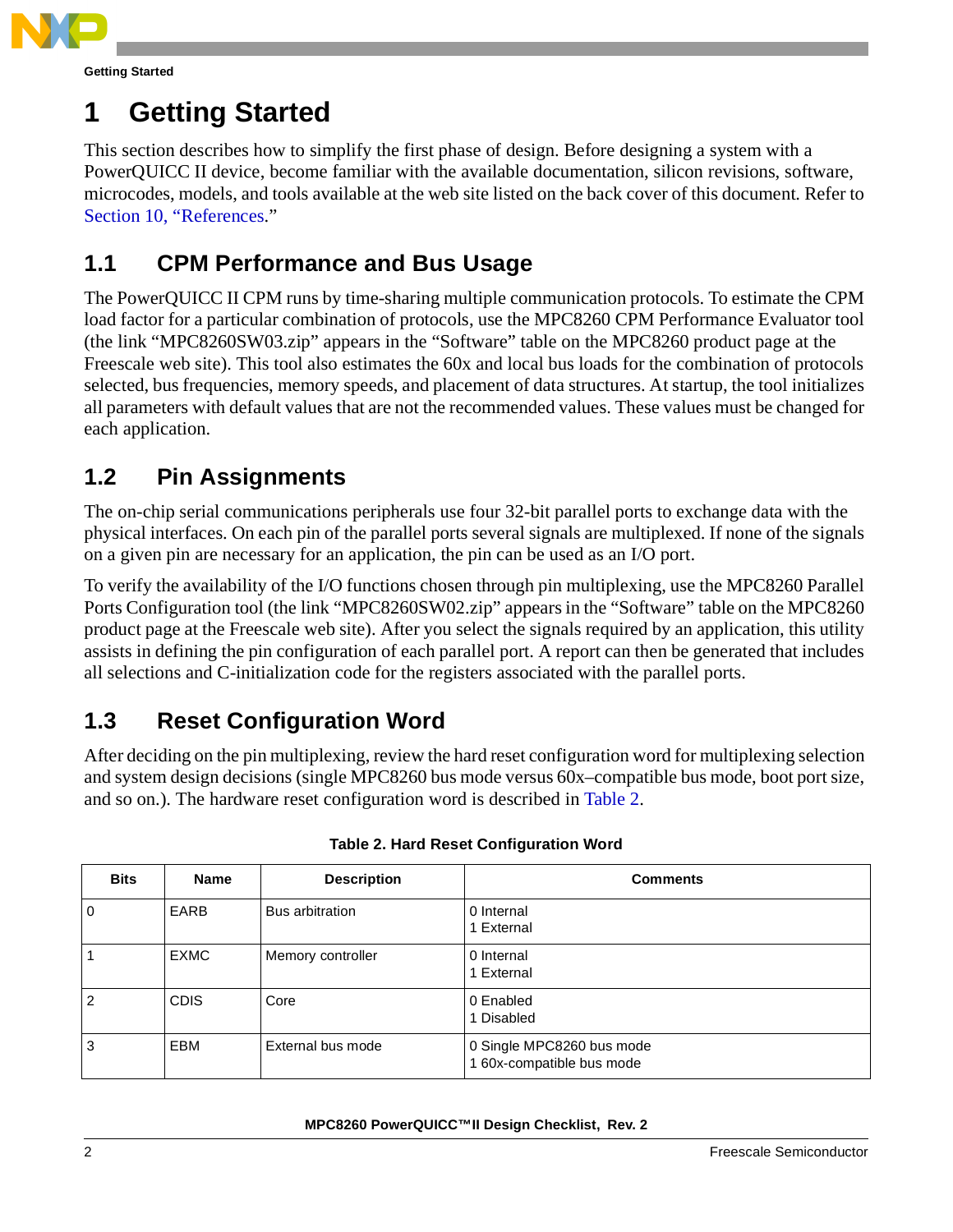# 1 Getting Started

This section describes how to simplify the first phase of design. Before designing a system with a PowerQUICC II device, become familiar with the available documentation, silicon revisions, software, microcodes, models, and tools available at the web site listed on the back cover of this document. Refer to Section 10, "References."

## 1.1 CPM Performance and Bus Usage

The PowerQUICC II CPM runs by time-sharing multiple communication protocols. To estimate the CPM load factor for a particular combination of protocols, use the MPC8260 CPM Performance Evaluator tool (the link "MPC8260SW03.zip" appears in the "Software" table on the MPC8260 product page at the Freescale web site). This tool also estimates the 60x and local bus loads for the combination of protocols selected, bus frequencies, memory speeds, and placement of data structures. At startup, the tool initializes all parameters with default values that are not the recommended values. These values must be changed for each application.

## 1.2 Pin Assignments

The on-chip serial communications peripherals use four 32-bit parallel ports to exchange data with the physical interfaces. On each pin of the parallel ports several signals are multiplexed. If none of the signals on a given pin are necessary for an application, the pin can be used as an I/O port.

To verify the availability of the I/O functions chosen through pin multiplexing, use the MPC8260 Parallel Ports Configuration tool (the link "MPC8260SW02.zip" appears in the "Software" table on the MPC8260 product page at the Freescale web site). After you select the signals required by an application, this utility assists in defining the pin configuration of each parallel port. A report can then be generated that includes all selections and C-initialization code for the registers associated with the parallel ports.

## 1.3 Reset Configuration Word

After deciding on the pin multiplexing, review the hard reset configuration word for multiplexing selection and system design decisions (single MPC8260 bus mode versus 60x–compatible bus mode, boot port size, and so on.). The hardware reset configuration word is described in Table 2.

**Table 2. Hard Reset Configuration Word**

| Bits | Name | Description | Comments |
|---|---|---|---|
| 0 | EARB | Bus arbitration | 0 Internal<br>1 External |
| 1 | EXMC | Memory controller | 0 Internal<br>1 External |
| 2 | CDIS | Core | 0 Enabled<br>1 Disabled |
| 3 | EBM | External bus mode | 0 Single MPC8260 bus mode<br>1 60x-compatible bus mode |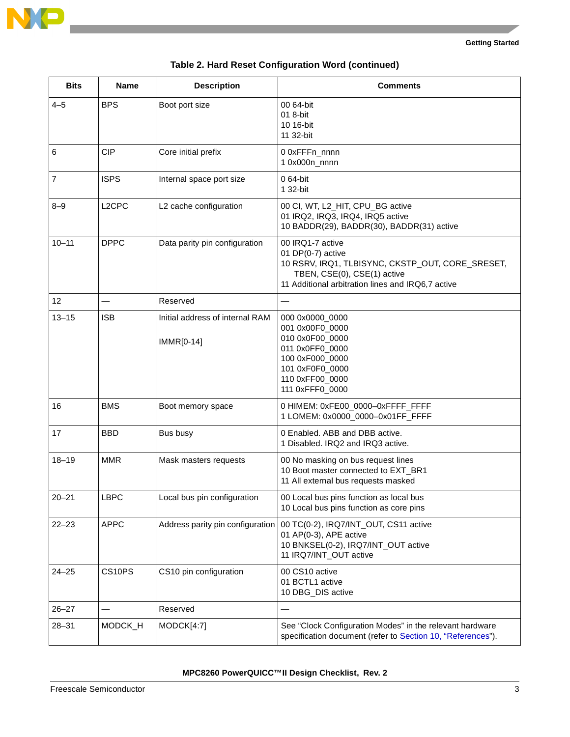**Table 2. Hard Reset Configuration Word (continued)**

| Bits | Name | Description | Comments |
|---|---|---|---|
| 4–5 | BPS | Boot port size | 00 64-bit<br>01 8-bit<br>10 16-bit<br>11 32-bit |
| 6 | CIP | Core initial prefix | 0 0xFFFn_nnnn<br>1 0x000n_nnnn |
| 7 | ISPS | Internal space port size | 0 64-bit<br>1 32-bit |
| 8–9 | L2CPC | L2 cache configuration | 00 CI, WT, L2_HIT, CPU_BG active<br>01 IRQ2, IRQ3, IRQ4, IRQ5 active<br>10 BADDR(29), BADDR(30), BADDR(31) active |
| 10–11 | DPPC | Data parity pin configuration | 00 IRQ1-7 active<br>01 DP(0-7) active<br>10 RSRV, IRQ1, TLBISYNC, CKSTP_OUT, CORE_SRESET, TBEN, CSE(0), CSE(1) active<br>11 Additional arbitration lines and IRQ6,7 active |
| 12 | — | Reserved | — |
| 13–15 | ISB | Initial address of internal RAM<br><br>IMMR[0-14] | 000 0x0000_0000<br>001 0x00F0_0000<br>010 0x0F00_0000<br>011 0x0FF0_0000<br>100 0xF000_0000<br>101 0xF0F0_0000<br>110 0xFF00_0000<br>111 0xFFF0_0000 |
| 16 | BMS | Boot memory space | 0 HIMEM: 0xFE00_0000–0xFFFF_FFFF<br>1 LOMEM: 0x0000_0000–0x01FF_FFFF |
| 17 | BBD | Bus busy | 0 Enabled. ABB and DBB active.<br>1 Disabled. IRQ2 and IRQ3 active. |
| 18–19 | MMR | Mask masters requests | 00 No masking on bus request lines<br>10 Boot master connected to EXT_BR1<br>11 All external bus requests masked |
| 20–21 | LBPC | Local bus pin configuration | 00 Local bus pins function as local bus<br>10 Local bus pins function as core pins |
| 22–23 | APPC | Address parity pin configuration | 00 TC(0-2), IRQ7/INT_OUT, CS11 active<br>01 AP(0-3), APE active<br>10 BNKSEL(0-2), IRQ7/INT_OUT active<br>11 IRQ7/INT_OUT active |
| 24–25 | CS10PS | CS10 pin configuration | 00 CS10 active<br>01 BCTL1 active<br>10 DBG_DIS active |
| 26–27 | — | Reserved | — |
| 28–31 | MODCK_H | MODCK[4:7] | See “Clock Configuration Modes” in the relevant hardware specification document (refer to Section 10, “References”). |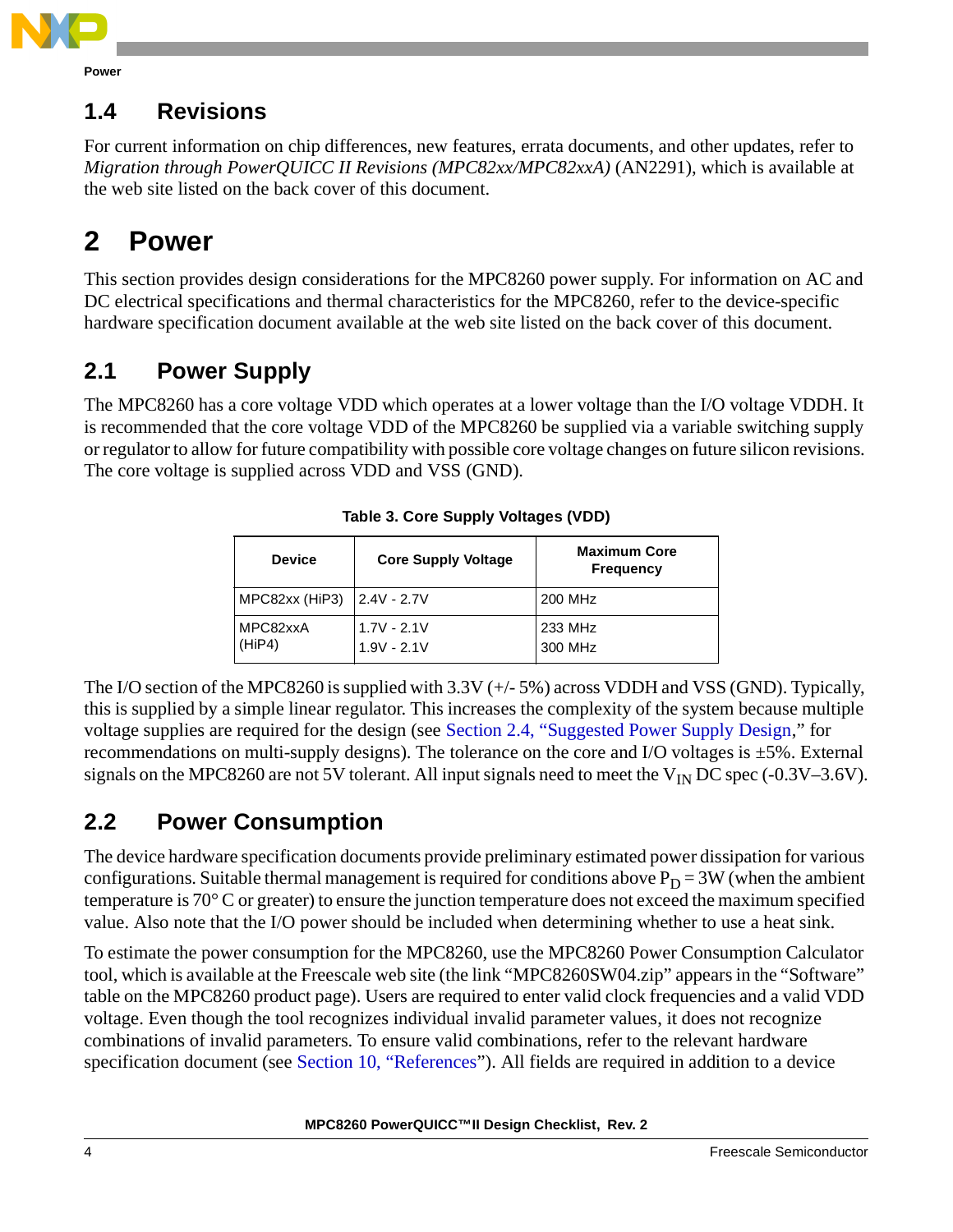## 1.4 Revisions

For current information on chip differences, new features, errata documents, and other updates, refer to *Migration through PowerQUICC II Revisions (MPC82xx/MPC82xxA)* (AN2291), which is available at the web site listed on the back cover of this document.

# 2 Power

This section provides design considerations for the MPC8260 power supply. For information on AC and DC electrical specifications and thermal characteristics for the MPC8260, refer to the device-specific hardware specification document available at the web site listed on the back cover of this document.

## 2.1 Power Supply

The MPC8260 has a core voltage VDD which operates at a lower voltage than the I/O voltage VDDH. It is recommended that the core voltage VDD of the MPC8260 be supplied via a variable switching supply or regulator to allow for future compatibility with possible core voltage changes on future silicon revisions. The core voltage is supplied across VDD and VSS (GND).

**Table 3. Core Supply Voltages (VDD)**

| Device | Core Supply Voltage | Maximum Core Frequency |
|---|---|---|
| MPC82xx (HiP3) | 2.4V - 2.7V | 200 MHz |
| MPC82xxA (HiP4) | 1.7V - 2.1V<br>1.9V - 2.1V | 233 MHz<br>300 MHz |

The I/O section of the MPC8260 is supplied with 3.3V (+/- 5%) across VDDH and VSS (GND). Typically, this is supplied by a simple linear regulator. This increases the complexity of the system because multiple voltage supplies are required for the design (see Section 2.4, "Suggested Power Supply Design," for recommendations on multi-supply designs). The tolerance on the core and I/O voltages is ±5%. External signals on the MPC8260 are not 5V tolerant. All input signals need to meet the $V_{IN}$ DC spec (-0.3V–3.6V).

## 2.2 Power Consumption

The device hardware specification documents provide preliminary estimated power dissipation for various configurations. Suitable thermal management is required for conditions above $P_D$ = 3W (when the ambient temperature is 70° C or greater) to ensure the junction temperature does not exceed the maximum specified value. Also note that the I/O power should be included when determining whether to use a heat sink.

To estimate the power consumption for the MPC8260, use the MPC8260 Power Consumption Calculator tool, which is available at the Freescale web site (the link "MPC8260SW04.zip" appears in the "Software" table on the MPC8260 product page). Users are required to enter valid clock frequencies and a valid VDD voltage. Even though the tool recognizes individual invalid parameter values, it does not recognize combinations of invalid parameters. To ensure valid combinations, refer to the relevant hardware specification document (see Section 10, "References"). All fields are required in addition to a device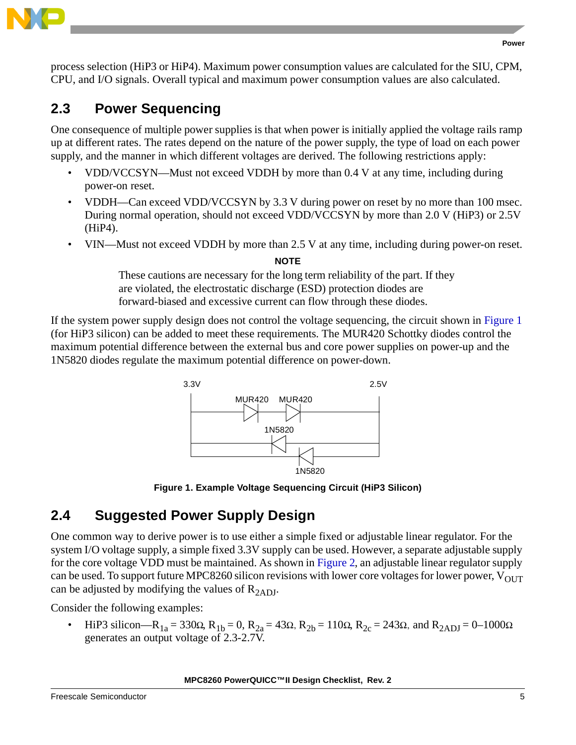process selection (HiP3 or HiP4). Maximum power consumption values are calculated for the SIU, CPM, CPU, and I/O signals. Overall typical and maximum power consumption values are also calculated.

## 2.3 Power Sequencing

One consequence of multiple power supplies is that when power is initially applied the voltage rails ramp up at different rates. The rates depend on the nature of the power supply, the type of load on each power supply, and the manner in which different voltages are derived. The following restrictions apply:

- VDD/VCCSYN—Must not exceed VDDH by more than 0.4 V at any time, including during power-on reset.
- VDDH—Can exceed VDD/VCCSYN by 3.3 V during power on reset by no more than 100 msec. During normal operation, should not exceed VDD/VCCSYN by more than 2.0 V (HiP3) or 2.5V (HiP4).
- VIN—Must not exceed VDDH by more than 2.5 V at any time, including during power-on reset.

**NOTE**

These cautions are necessary for the long term reliability of the part. If they are violated, the electrostatic discharge (ESD) protection diodes are forward-biased and excessive current can flow through these diodes.

If the system power supply design does not control the voltage sequencing, the circuit shown in Figure 1 (for HiP3 silicon) can be added to meet these requirements. The MUR420 Schottky diodes control the maximum potential difference between the external bus and core power supplies on power-up and the 1N5820 diodes regulate the maximum potential difference on power-down.

3.3V 2.5V MUR420 MUR420 1N5820 1N5820

**Figure 1. Example Voltage Sequencing Circuit (HiP3 Silicon)**

## 2.4 Suggested Power Supply Design

One common way to derive power is to use either a simple fixed or adjustable linear regulator. For the system I/O voltage supply, a simple fixed 3.3V supply can be used. However, a separate adjustable supply for the core voltage VDD must be maintained. As shown in Figure 2, an adjustable linear regulator supply can be used. To support future MPC8260 silicon revisions with lower core voltages for lower power, $V_{OUT}$ can be adjusted by modifying the values of $R_{2ADJ}$.

Consider the following examples:

- HiP3 silicon—$R_{1a}$ = 330Ω, $R_{1b}$ = 0, $R_{2a}$ = 43Ω, $R_{2b}$ = 110Ω, $R_{2c}$ = 243Ω, and $R_{2ADJ}$ = 0–1000Ω generates an output voltage of 2.3-2.7V.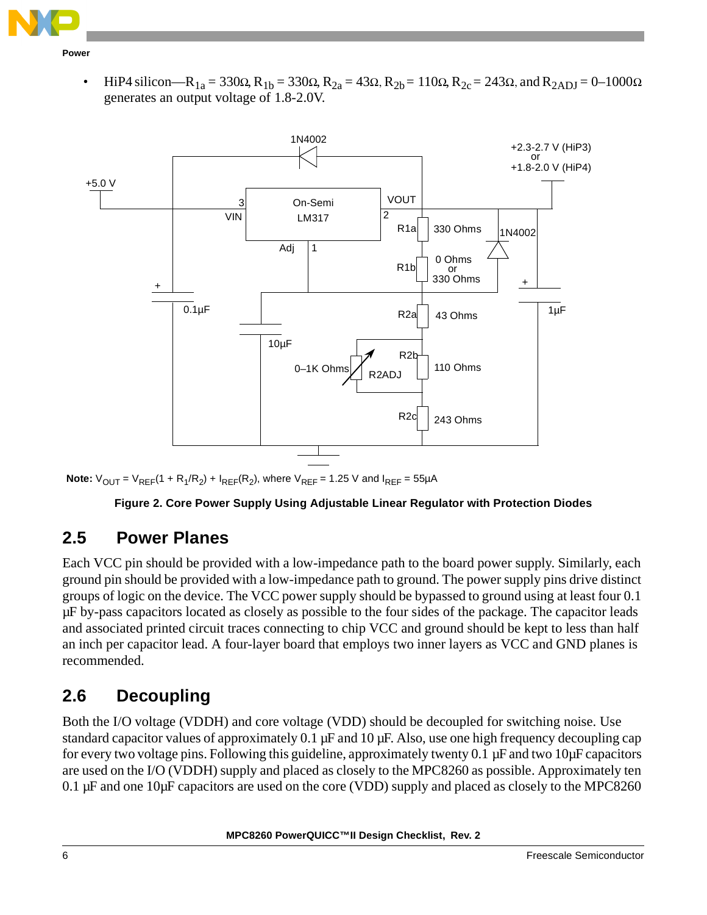- HiP4 silicon—$R_{1a}$ = 330Ω, $R_{1b}$ = 330Ω, $R_{2a}$ = 43Ω, $R_{2b}$ = 110Ω, $R_{2c}$ = 243Ω, and $R_{2ADJ}$ = 0–1000Ω generates an output voltage of 1.8-2.0V.

**Note:** $V_{OUT} = V_{REF}(1 + R_1/R_2) + I_{REF}(R_2)$, where $V_{REF}$ = 1.25 V and $I_{REF}$ = 55µA

**Figure 2. Core Power Supply Using Adjustable Linear Regulator with Protection Diodes**

## 2.5 Power Planes

Each VCC pin should be provided with a low-impedance path to the board power supply. Similarly, each ground pin should be provided with a low-impedance path to ground. The power supply pins drive distinct groups of logic on the device. The VCC power supply should be bypassed to ground using at least four 0.1 µF by-pass capacitors located as closely as possible to the four sides of the package. The capacitor leads and associated printed circuit traces connecting to chip VCC and ground should be kept to less than half an inch per capacitor lead. A four-layer board that employs two inner layers as VCC and GND planes is recommended.

## 2.6 Decoupling

Both the I/O voltage (VDDH) and core voltage (VDD) should be decoupled for switching noise. Use standard capacitor values of approximately 0.1 µF and 10 µF. Also, use one high frequency decoupling cap for every two voltage pins. Following this guideline, approximately twenty 0.1 µF and two 10µF capacitors are used on the I/O (VDDH) supply and placed as closely to the MPC8260 as possible. Approximately ten 0.1 µF and one 10µF capacitors are used on the core (VDD) supply and placed as closely to the MPC8260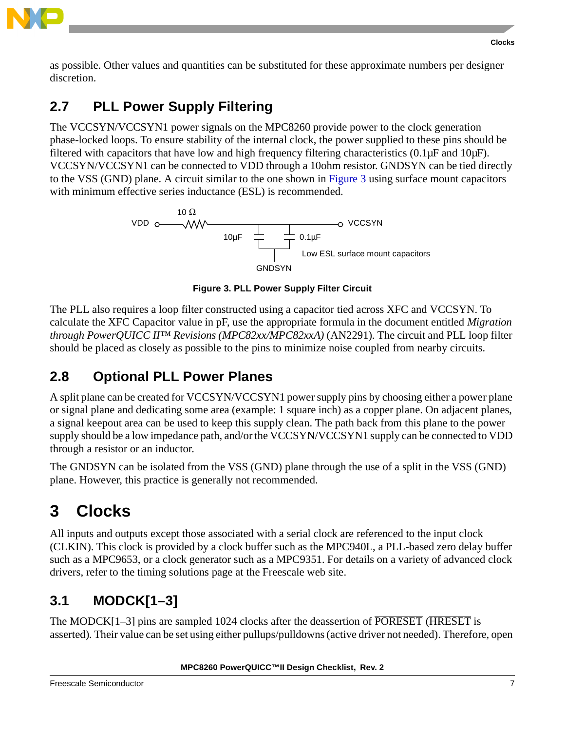as possible. Other values and quantities can be substituted for these approximate numbers per designer discretion.

## 2.7 PLL Power Supply Filtering

The VCCSYN/VCCSYN1 power signals on the MPC8260 provide power to the clock generation phase-locked loops. To ensure stability of the internal clock, the power supplied to these pins should be filtered with capacitors that have low and high frequency filtering characteristics (0.1µF and 10µF). VCCSYN/VCCSYN1 can be connected to VDD through a 10ohm resistor. GNDSYN can be tied directly to the VSS (GND) plane. A circuit similar to the one shown in Figure 3 using surface mount capacitors with minimum effective series inductance (ESL) is recommended.

VDD — 10 Ω — VCCSYN; 10µF, 0.1µF to GNDSYN; Low ESL surface mount capacitors

**Figure 3. PLL Power Supply Filter Circuit**

The PLL also requires a loop filter constructed using a capacitor tied across XFC and VCCSYN. To calculate the XFC Capacitor value in pF, use the appropriate formula in the document entitled *Migration through PowerQUICC II™ Revisions (MPC82xx/MPC82xxA)* (AN2291). The circuit and PLL loop filter should be placed as closely as possible to the pins to minimize noise coupled from nearby circuits.

## 2.8 Optional PLL Power Planes

A split plane can be created for VCCSYN/VCCSYN1 power supply pins by choosing either a power plane or signal plane and dedicating some area (example: 1 square inch) as a copper plane. On adjacent planes, a signal keepout area can be used to keep this supply clean. The path back from this plane to the power supply should be a low impedance path, and/or the VCCSYN/VCCSYN1 supply can be connected to VDD through a resistor or an inductor.

The GNDSYN can be isolated from the VSS (GND) plane through the use of a split in the VSS (GND) plane. However, this practice is generally not recommended.

# 3 Clocks

All inputs and outputs except those associated with a serial clock are referenced to the input clock (CLKIN). This clock is provided by a clock buffer such as the MPC940L, a PLL-based zero delay buffer such as a MPC9653, or a clock generator such as a MPC9351. For details on a variety of advanced clock drivers, refer to the timing solutions page at the Freescale web site.

## 3.1 MODCK[1–3]

The MODCK[1–3] pins are sampled 1024 clocks after the deassertion of $\overline{\text{PORESET}}$ ($\overline{\text{HRESET}}$ is asserted). Their value can be set using either pullups/pulldowns (active driver not needed). Therefore, open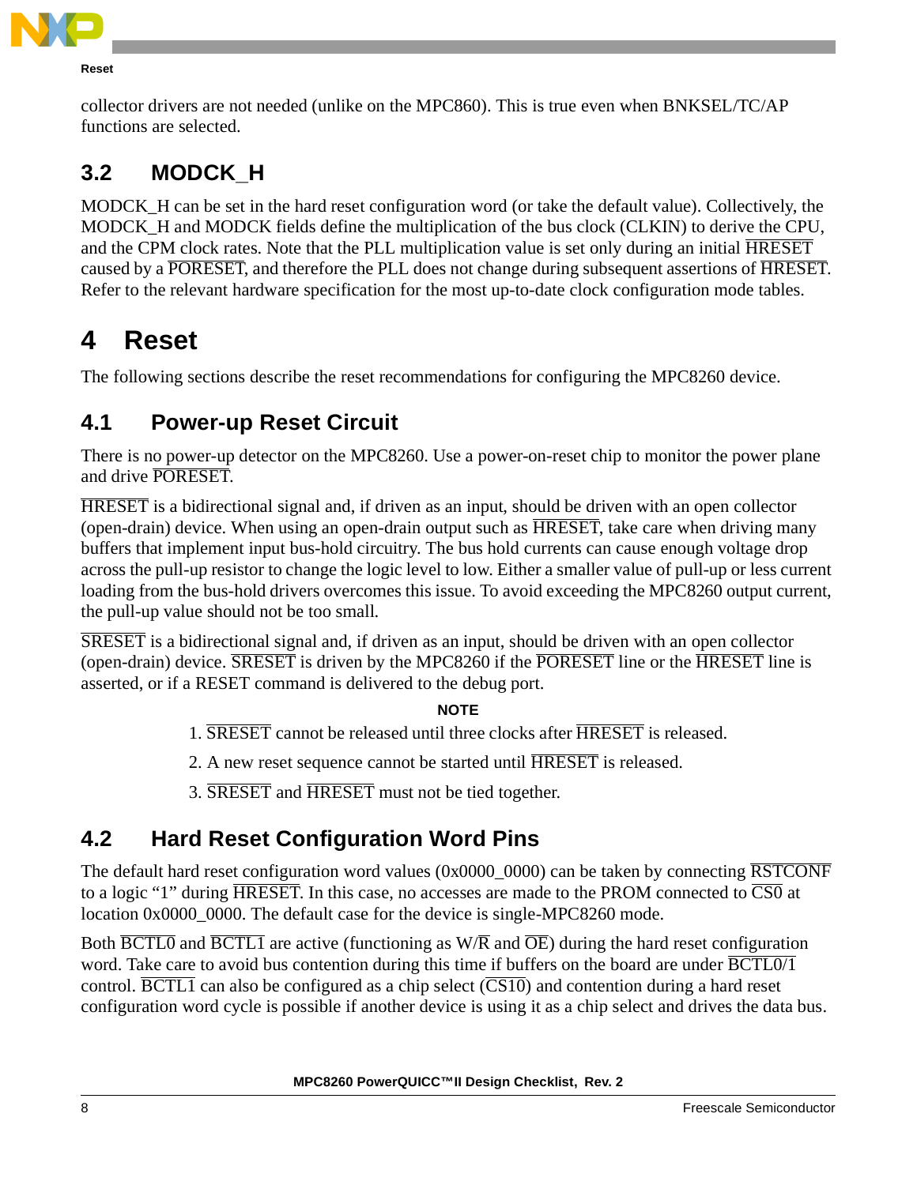collector drivers are not needed (unlike on the MPC860). This is true even when BNKSEL/TC/AP functions are selected.

## 3.2 MODCK_H

MODCK_H can be set in the hard reset configuration word (or take the default value). Collectively, the MODCK_H and MODCK fields define the multiplication of the bus clock (CLKIN) to derive the CPU, and the CPM clock rates. Note that the PLL multiplication value is set only during an initial $\overline{\text{HRESET}}$ caused by a $\overline{\text{PORESET}}$, and therefore the PLL does not change during subsequent assertions of $\overline{\text{HRESET}}$. Refer to the relevant hardware specification for the most up-to-date clock configuration mode tables.

# 4 Reset

The following sections describe the reset recommendations for configuring the MPC8260 device.

## 4.1 Power-up Reset Circuit

There is no power-up detector on the MPC8260. Use a power-on-reset chip to monitor the power plane and drive $\overline{\text{PORESET}}$.

$\overline{\text{HRESET}}$ is a bidirectional signal and, if driven as an input, should be driven with an open collector (open-drain) device. When using an open-drain output such as $\overline{\text{HRESET}}$, take care when driving many buffers that implement input bus-hold circuitry. The bus hold currents can cause enough voltage drop across the pull-up resistor to change the logic level to low. Either a smaller value of pull-up or less current loading from the bus-hold drivers overcomes this issue. To avoid exceeding the MPC8260 output current, the pull-up value should not be too small.

$\overline{\text{SRESET}}$ is a bidirectional signal and, if driven as an input, should be driven with an open collector (open-drain) device. $\overline{\text{SRESET}}$ is driven by the MPC8260 if the $\overline{\text{PORESET}}$ line or the $\overline{\text{HRESET}}$ line is asserted, or if a RESET command is delivered to the debug port.

**NOTE**

1. $\overline{\text{SRESET}}$ cannot be released until three clocks after $\overline{\text{HRESET}}$ is released.
2. A new reset sequence cannot be started until $\overline{\text{HRESET}}$ is released.
3. $\overline{\text{SRESET}}$ and $\overline{\text{HRESET}}$ must not be tied together.

## 4.2 Hard Reset Configuration Word Pins

The default hard reset configuration word values (0x0000_0000) can be taken by connecting $\overline{\text{RSTCONF}}$ to a logic "1" during $\overline{\text{HRESET}}$. In this case, no accesses are made to the PROM connected to $\overline{\text{CS0}}$ at location 0x0000_0000. The default case for the device is single-MPC8260 mode.

Both $\overline{\text{BCTL0}}$ and $\overline{\text{BCTL1}}$ are active (functioning as W/$\overline{\text{R}}$ and $\overline{\text{OE}}$) during the hard reset configuration word. Take care to avoid bus contention during this time if buffers on the board are under $\overline{\text{BCTL0/1}}$ control. $\overline{\text{BCTL1}}$ can also be configured as a chip select ($\overline{\text{CS10}}$) and contention during a hard reset configuration word cycle is possible if another device is using it as a chip select and drives the data bus.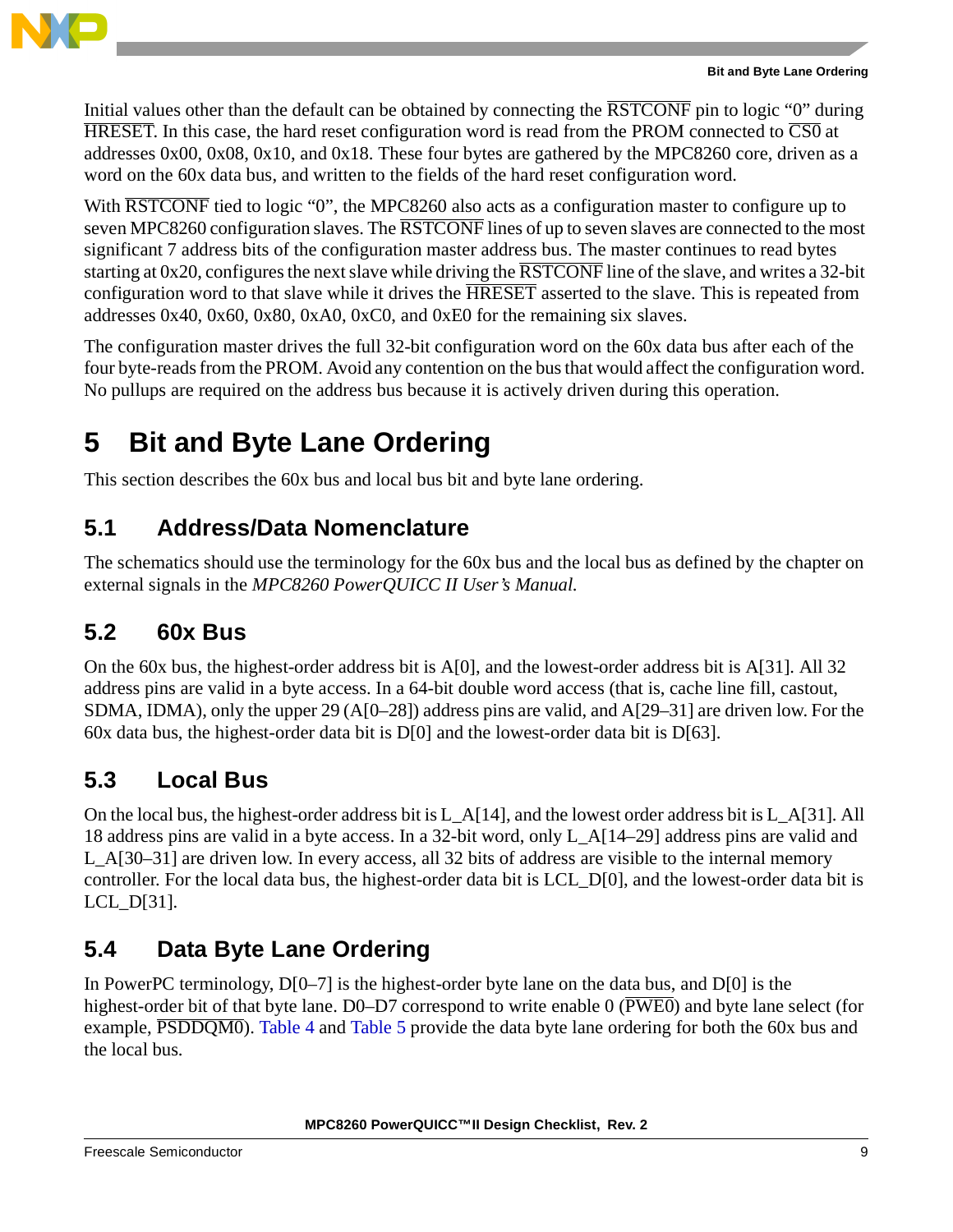Initial values other than the default can be obtained by connecting the RSTCONF pin to logic "0" during HRESET. In this case, the hard reset configuration word is read from the PROM connected to CS0 at addresses 0x00, 0x08, 0x10, and 0x18. These four bytes are gathered by the MPC8260 core, driven as a word on the 60x data bus, and written to the fields of the hard reset configuration word.

With RSTCONF tied to logic "0", the MPC8260 also acts as a configuration master to configure up to seven MPC8260 configuration slaves. The RSTCONF lines of up to seven slaves are connected to the most significant 7 address bits of the configuration master address bus. The master continues to read bytes starting at 0x20, configures the next slave while driving the RSTCONF line of the slave, and writes a 32-bit configuration word to that slave while it drives the HRESET asserted to the slave. This is repeated from addresses 0x40, 0x60, 0x80, 0xA0, 0xC0, and 0xE0 for the remaining six slaves.

The configuration master drives the full 32-bit configuration word on the 60x data bus after each of the four byte-reads from the PROM. Avoid any contention on the bus that would affect the configuration word. No pullups are required on the address bus because it is actively driven during this operation.

# 5 Bit and Byte Lane Ordering

This section describes the 60x bus and local bus bit and byte lane ordering.

## 5.1 Address/Data Nomenclature

The schematics should use the terminology for the 60x bus and the local bus as defined by the chapter on external signals in the *MPC8260 PowerQUICC II User's Manual.*

## 5.2 60x Bus

On the 60x bus, the highest-order address bit is A[0], and the lowest-order address bit is A[31]. All 32 address pins are valid in a byte access. In a 64-bit double word access (that is, cache line fill, castout, SDMA, IDMA), only the upper 29 (A[0–28]) address pins are valid, and A[29–31] are driven low. For the 60x data bus, the highest-order data bit is D[0] and the lowest-order data bit is D[63].

## 5.3 Local Bus

On the local bus, the highest-order address bit is L_A[14], and the lowest order address bit is L_A[31]. All 18 address pins are valid in a byte access. In a 32-bit word, only L_A[14–29] address pins are valid and L_A[30–31] are driven low. In every access, all 32 bits of address are visible to the internal memory controller. For the local data bus, the highest-order data bit is LCL_D[0], and the lowest-order data bit is LCL_D[31].

## 5.4 Data Byte Lane Ordering

In PowerPC terminology, D[0–7] is the highest-order byte lane on the data bus, and D[0] is the highest-order bit of that byte lane. D0–D7 correspond to write enable 0 (PWE0) and byte lane select (for example, PSDDQM0). Table 4 and Table 5 provide the data byte lane ordering for both the 60x bus and the local bus.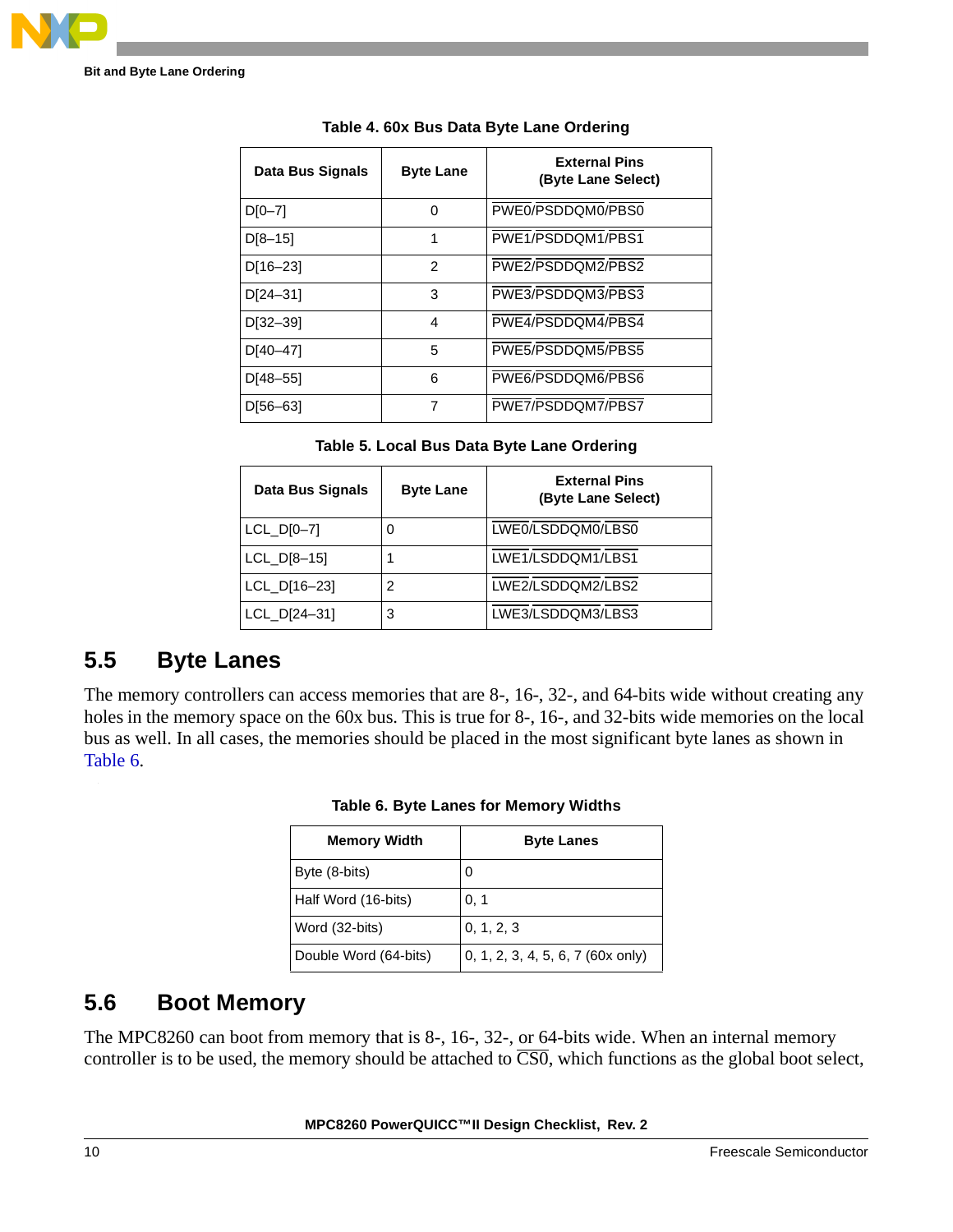**Table 4. 60x Bus Data Byte Lane Ordering**

| Data Bus Signals | Byte Lane | External Pins (Byte Lane Select) |
|---|---|---|
| D[0–7] | 0 | $\overline{\text{PWE0}}$/$\overline{\text{PSDDQM0}}$/$\overline{\text{PBS0}}$ |
| D[8–15] | 1 | $\overline{\text{PWE1}}$/$\overline{\text{PSDDQM1}}$/$\overline{\text{PBS1}}$ |
| D[16–23] | 2 | $\overline{\text{PWE2}}$/$\overline{\text{PSDDQM2}}$/$\overline{\text{PBS2}}$ |
| D[24–31] | 3 | $\overline{\text{PWE3}}$/$\overline{\text{PSDDQM3}}$/$\overline{\text{PBS3}}$ |
| D[32–39] | 4 | $\overline{\text{PWE4}}$/$\overline{\text{PSDDQM4}}$/$\overline{\text{PBS4}}$ |
| D[40–47] | 5 | $\overline{\text{PWE5}}$/$\overline{\text{PSDDQM5}}$/$\overline{\text{PBS5}}$ |
| D[48–55] | 6 | $\overline{\text{PWE6}}$/$\overline{\text{PSDDQM6}}$/$\overline{\text{PBS6}}$ |
| D[56–63] | 7 | $\overline{\text{PWE7}}$/$\overline{\text{PSDDQM7}}$/$\overline{\text{PBS7}}$ |

**Table 5. Local Bus Data Byte Lane Ordering**

| Data Bus Signals | Byte Lane | External Pins (Byte Lane Select) |
|---|---|---|
| LCL_D[0–7] | 0 | $\overline{\text{LWE0}}$/$\overline{\text{LSDDQM0}}$/$\overline{\text{LBS0}}$ |
| LCL_D[8–15] | 1 | $\overline{\text{LWE1}}$/$\overline{\text{LSDDQM1}}$/$\overline{\text{LBS1}}$ |
| LCL_D[16–23] | 2 | $\overline{\text{LWE2}}$/$\overline{\text{LSDDQM2}}$/$\overline{\text{LBS2}}$ |
| LCL_D[24–31] | 3 | $\overline{\text{LWE3}}$/$\overline{\text{LSDDQM3}}$/$\overline{\text{LBS3}}$ |

## 5.5 Byte Lanes

The memory controllers can access memories that are 8-, 16-, 32-, and 64-bits wide without creating any holes in the memory space on the 60x bus. This is true for 8-, 16-, and 32-bits wide memories on the local bus as well. In all cases, the memories should be placed in the most significant byte lanes as shown in Table 6.

**Table 6. Byte Lanes for Memory Widths**

| Memory Width | Byte Lanes |
|---|---|
| Byte (8-bits) | 0 |
| Half Word (16-bits) | 0, 1 |
| Word (32-bits) | 0, 1, 2, 3 |
| Double Word (64-bits) | 0, 1, 2, 3, 4, 5, 6, 7 (60x only) |

## 5.6 Boot Memory

The MPC8260 can boot from memory that is 8-, 16-, 32-, or 64-bits wide. When an internal memory controller is to be used, the memory should be attached to $\overline{\text{CS0}}$, which functions as the global boot select,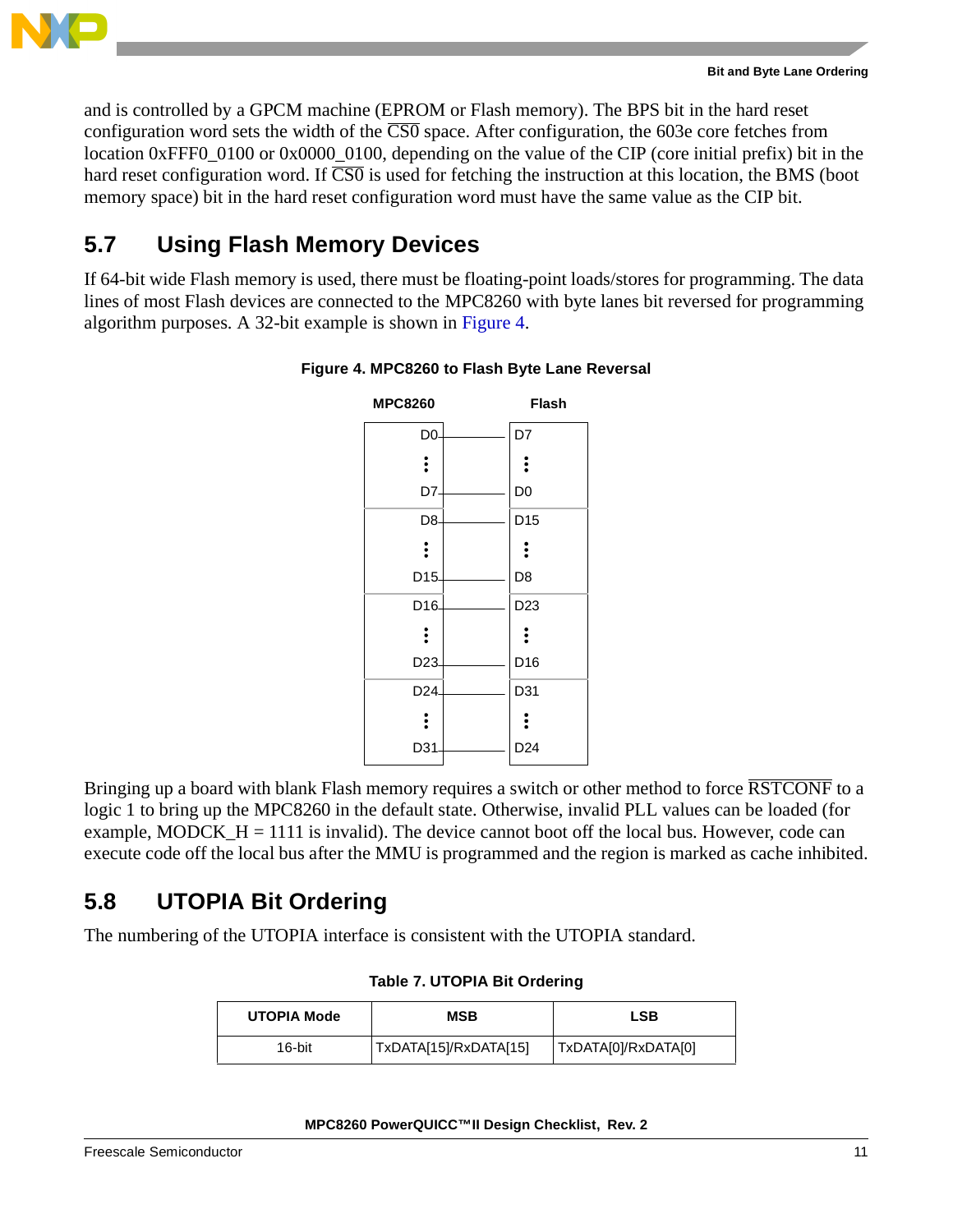and is controlled by a GPCM machine (EPROM or Flash memory). The BPS bit in the hard reset configuration word sets the width of the $\overline{CS0}$ space. After configuration, the 603e core fetches from location 0xFFF0_0100 or 0x0000_0100, depending on the value of the CIP (core initial prefix) bit in the hard reset configuration word. If $\overline{CS0}$ is used for fetching the instruction at this location, the BMS (boot memory space) bit in the hard reset configuration word must have the same value as the CIP bit.

## 5.7 Using Flash Memory Devices

If 64-bit wide Flash memory is used, there must be floating-point loads/stores for programming. The data lines of most Flash devices are connected to the MPC8260 with byte lanes bit reversed for programming algorithm purposes. A 32-bit example is shown in Figure 4.

**Figure 4. MPC8260 to Flash Byte Lane Reversal**

| MPC8260 | Flash |
|---|---|
| D0 | D7 |
| ⋮ | ⋮ |
| D7 | D0 |
| D8 | D15 |
| ⋮ | ⋮ |
| D15 | D8 |
| D16 | D23 |
| ⋮ | ⋮ |
| D23 | D16 |
| D24 | D31 |
| ⋮ | ⋮ |
| D31 | D24 |

Bringing up a board with blank Flash memory requires a switch or other method to force $\overline{RSTCONF}$ to a logic 1 to bring up the MPC8260 in the default state. Otherwise, invalid PLL values can be loaded (for example, MODCK_H = 1111 is invalid). The device cannot boot off the local bus. However, code can execute code off the local bus after the MMU is programmed and the region is marked as cache inhibited.

## 5.8 UTOPIA Bit Ordering

The numbering of the UTOPIA interface is consistent with the UTOPIA standard.

**Table 7. UTOPIA Bit Ordering**

| UTOPIA Mode | MSB | LSB |
|---|---|---|
| 16-bit | TxDATA[15]/RxDATA[15] | TxDATA[0]/RxDATA[0] |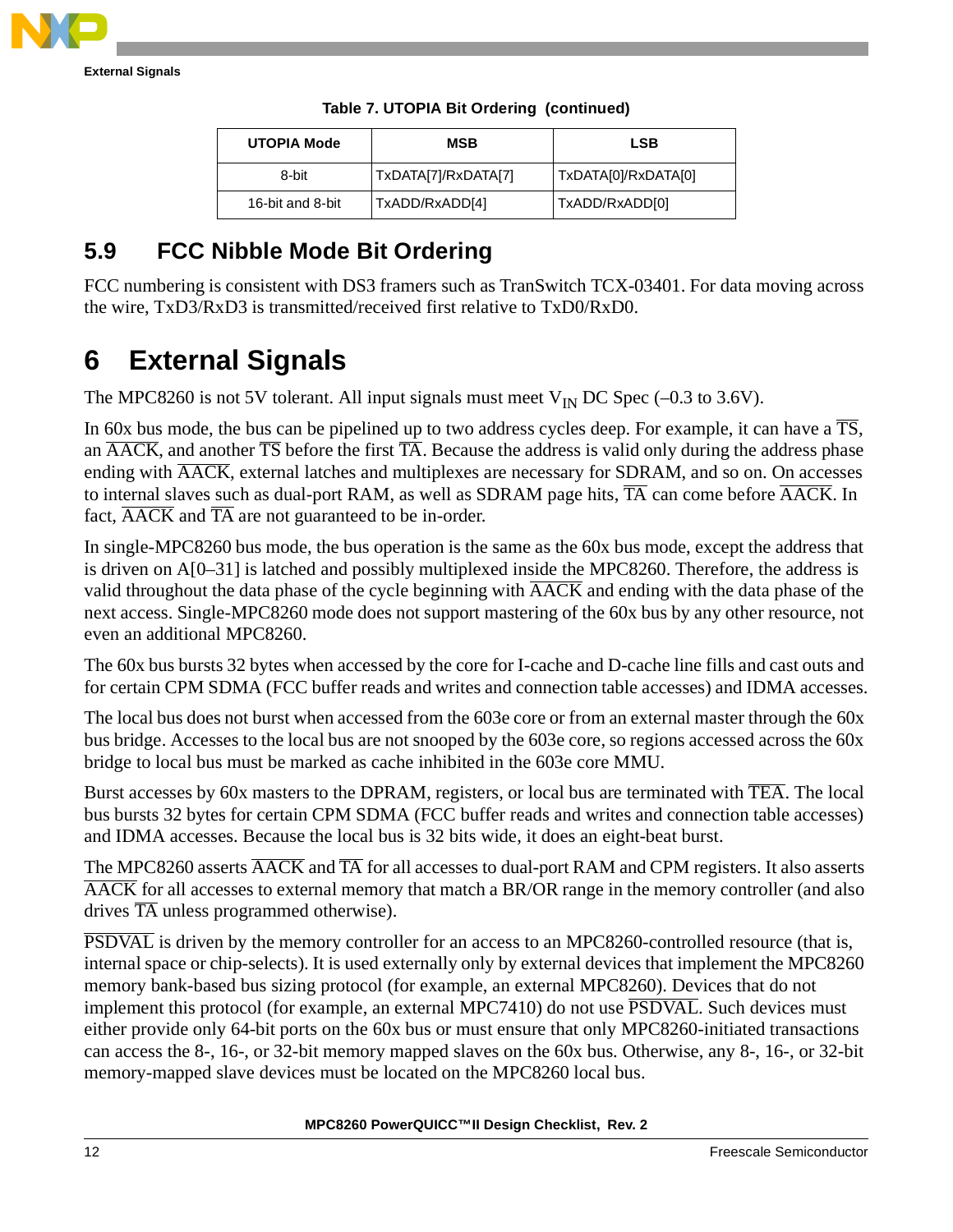**Table 7. UTOPIA Bit Ordering (continued)**

| UTOPIA Mode | MSB | LSB |
|---|---|---|
| 8-bit | TxDATA[7]/RxDATA[7] | TxDATA[0]/RxDATA[0] |
| 16-bit and 8-bit | TxADD/RxADD[4] | TxADD/RxADD[0] |

## 5.9 FCC Nibble Mode Bit Ordering

FCC numbering is consistent with DS3 framers such as TranSwitch TCX-03401. For data moving across the wire, TxD3/RxD3 is transmitted/received first relative to TxD0/RxD0.

# 6 External Signals

The MPC8260 is not 5V tolerant. All input signals must meet $V_{IN}$ DC Spec (–0.3 to 3.6V).

In 60x bus mode, the bus can be pipelined up to two address cycles deep. For example, it can have a $\overline{TS}$, an $\overline{AACK}$, and another $\overline{TS}$ before the first $\overline{TA}$. Because the address is valid only during the address phase ending with $\overline{AACK}$, external latches and multiplexes are necessary for SDRAM, and so on. On accesses to internal slaves such as dual-port RAM, as well as SDRAM page hits, $\overline{TA}$ can come before $\overline{AACK}$. In fact, $\overline{AACK}$ and $\overline{TA}$ are not guaranteed to be in-order.

In single-MPC8260 bus mode, the bus operation is the same as the 60x bus mode, except the address that is driven on A[0–31] is latched and possibly multiplexed inside the MPC8260. Therefore, the address is valid throughout the data phase of the cycle beginning with $\overline{AACK}$ and ending with the data phase of the next access. Single-MPC8260 mode does not support mastering of the 60x bus by any other resource, not even an additional MPC8260.

The 60x bus bursts 32 bytes when accessed by the core for I-cache and D-cache line fills and cast outs and for certain CPM SDMA (FCC buffer reads and writes and connection table accesses) and IDMA accesses.

The local bus does not burst when accessed from the 603e core or from an external master through the 60x bus bridge. Accesses to the local bus are not snooped by the 603e core, so regions accessed across the 60x bridge to local bus must be marked as cache inhibited in the 603e core MMU.

Burst accesses by 60x masters to the DPRAM, registers, or local bus are terminated with $\overline{TEA}$. The local bus bursts 32 bytes for certain CPM SDMA (FCC buffer reads and writes and connection table accesses) and IDMA accesses. Because the local bus is 32 bits wide, it does an eight-beat burst.

The MPC8260 asserts $\overline{AACK}$ and $\overline{TA}$ for all accesses to dual-port RAM and CPM registers. It also asserts $\overline{AACK}$ for all accesses to external memory that match a BR/OR range in the memory controller (and also drives $\overline{TA}$ unless programmed otherwise).

$\overline{PSDVAL}$ is driven by the memory controller for an access to an MPC8260-controlled resource (that is, internal space or chip-selects). It is used externally only by external devices that implement the MPC8260 memory bank-based bus sizing protocol (for example, an external MPC8260). Devices that do not implement this protocol (for example, an external MPC7410) do not use $\overline{PSDVAL}$. Such devices must either provide only 64-bit ports on the 60x bus or must ensure that only MPC8260-initiated transactions can access the 8-, 16-, or 32-bit memory mapped slaves on the 60x bus. Otherwise, any 8-, 16-, or 32-bit memory-mapped slave devices must be located on the MPC8260 local bus.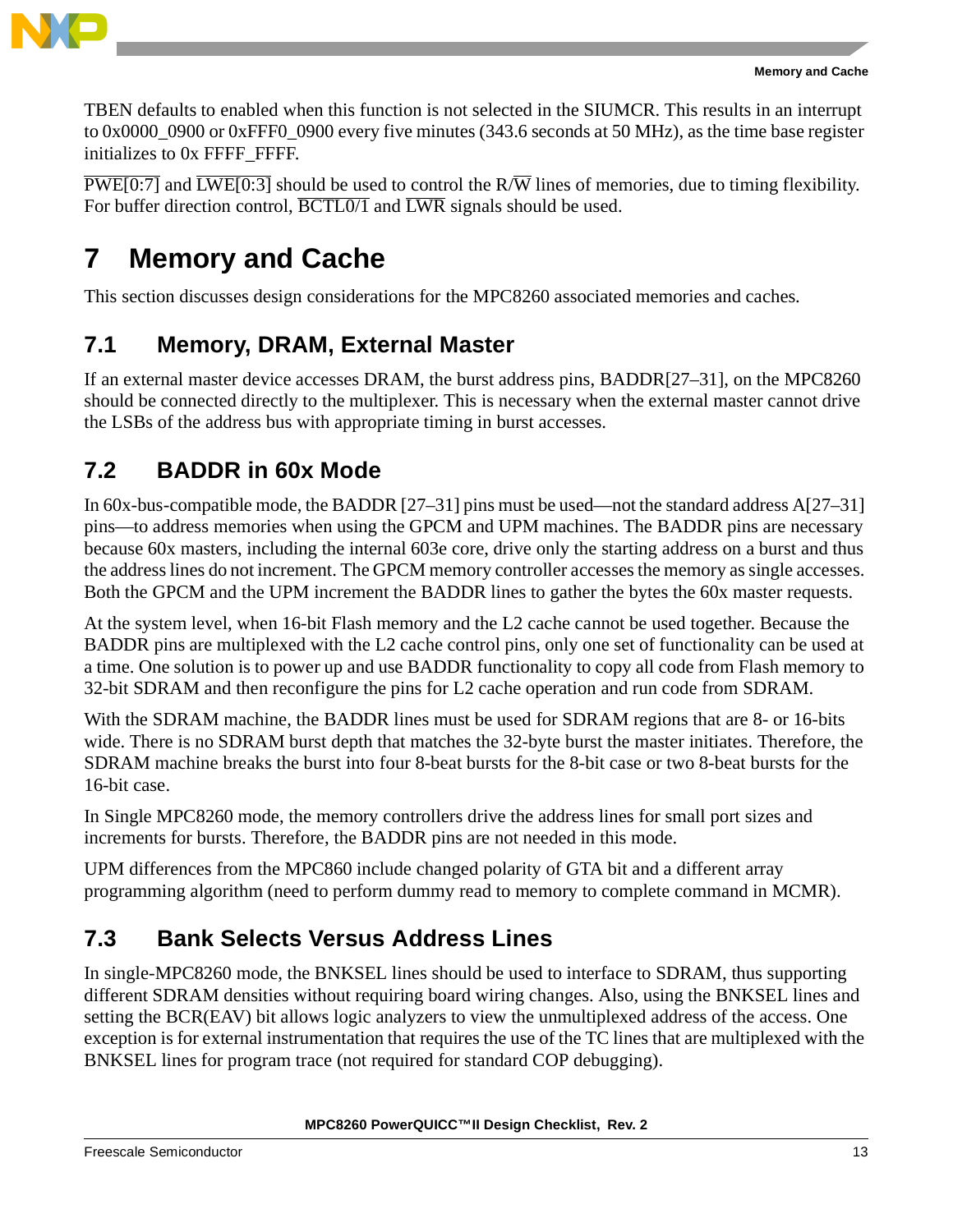TBEN defaults to enabled when this function is not selected in the SIUMCR. This results in an interrupt to 0x0000_0900 or 0xFFF0_0900 every five minutes (343.6 seconds at 50 MHz), as the time base register initializes to 0x FFFF_FFFF.

$\overline{\text{PWE[0:7]}}$ and $\overline{\text{LWE[0:3]}}$ should be used to control the R/$\overline{\text{W}}$ lines of memories, due to timing flexibility. For buffer direction control, $\overline{\text{BCTL0/1}}$ and $\overline{\text{LWR}}$ signals should be used.

# 7 Memory and Cache

This section discusses design considerations for the MPC8260 associated memories and caches.

## 7.1 Memory, DRAM, External Master

If an external master device accesses DRAM, the burst address pins, BADDR[27–31], on the MPC8260 should be connected directly to the multiplexer. This is necessary when the external master cannot drive the LSBs of the address bus with appropriate timing in burst accesses.

## 7.2 BADDR in 60x Mode

In 60x-bus-compatible mode, the BADDR [27–31] pins must be used—not the standard address A[27–31] pins—to address memories when using the GPCM and UPM machines. The BADDR pins are necessary because 60x masters, including the internal 603e core, drive only the starting address on a burst and thus the address lines do not increment. The GPCM memory controller accesses the memory as single accesses. Both the GPCM and the UPM increment the BADDR lines to gather the bytes the 60x master requests.

At the system level, when 16-bit Flash memory and the L2 cache cannot be used together. Because the BADDR pins are multiplexed with the L2 cache control pins, only one set of functionality can be used at a time. One solution is to power up and use BADDR functionality to copy all code from Flash memory to 32-bit SDRAM and then reconfigure the pins for L2 cache operation and run code from SDRAM.

With the SDRAM machine, the BADDR lines must be used for SDRAM regions that are 8- or 16-bits wide. There is no SDRAM burst depth that matches the 32-byte burst the master initiates. Therefore, the SDRAM machine breaks the burst into four 8-beat bursts for the 8-bit case or two 8-beat bursts for the 16-bit case.

In Single MPC8260 mode, the memory controllers drive the address lines for small port sizes and increments for bursts. Therefore, the BADDR pins are not needed in this mode.

UPM differences from the MPC860 include changed polarity of GTA bit and a different array programming algorithm (need to perform dummy read to memory to complete command in MCMR).

## 7.3 Bank Selects Versus Address Lines

In single-MPC8260 mode, the BNKSEL lines should be used to interface to SDRAM, thus supporting different SDRAM densities without requiring board wiring changes. Also, using the BNKSEL lines and setting the BCR(EAV) bit allows logic analyzers to view the unmultiplexed address of the access. One exception is for external instrumentation that requires the use of the TC lines that are multiplexed with the BNKSEL lines for program trace (not required for standard COP debugging).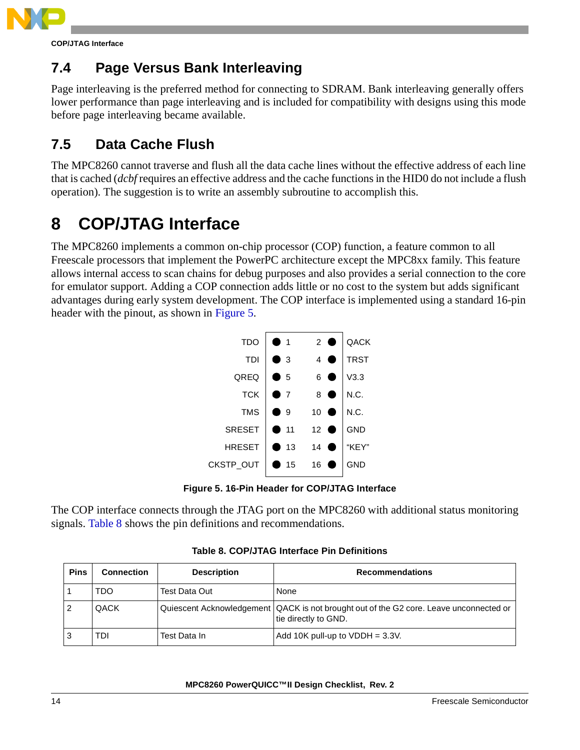## 7.4 Page Versus Bank Interleaving

Page interleaving is the preferred method for connecting to SDRAM. Bank interleaving generally offers lower performance than page interleaving and is included for compatibility with designs using this mode before page interleaving became available.

## 7.5 Data Cache Flush

The MPC8260 cannot traverse and flush all the data cache lines without the effective address of each line that is cached (*dcbf* requires an effective address and the cache functions in the HID0 do not include a flush operation). The suggestion is to write an assembly subroutine to accomplish this.

# 8 COP/JTAG Interface

The MPC8260 implements a common on-chip processor (COP) function, a feature common to all Freescale processors that implement the PowerPC architecture except the MPC8xx family. This feature allows internal access to scan chains for debug purposes and also provides a serial connection to the core for emulator support. Adding a COP connection adds little or no cost to the system but adds significant advantages during early system development. The COP interface is implemented using a standard 16-pin header with the pinout, as shown in Figure 5.

| Signal | Pin | Pin | Signal |
|---|---|---|---|
| TDO | 1 | 2 | QACK |
| TDI | 3 | 4 | TRST |
| QREQ | 5 | 6 | V3.3 |
| TCK | 7 | 8 | N.C. |
| TMS | 9 | 10 | N.C. |
| SRESET | 11 | 12 | GND |
| HRESET | 13 | 14 | “KEY” |
| CKSTP_OUT | 15 | 16 | GND |

**Figure 5. 16-Pin Header for COP/JTAG Interface**

The COP interface connects through the JTAG port on the MPC8260 with additional status monitoring signals. Table 8 shows the pin definitions and recommendations.

**Table 8. COP/JTAG Interface Pin Definitions**

| Pins | Connection | Description | Recommendations |
|---|---|---|---|
| 1 | TDO | Test Data Out | None |
| 2 | QACK | Quiescent Acknowledgement | QACK is not brought out of the G2 core. Leave unconnected or tie directly to GND. |
| 3 | TDI | Test Data In | Add 10K pull-up to VDDH = 3.3V. |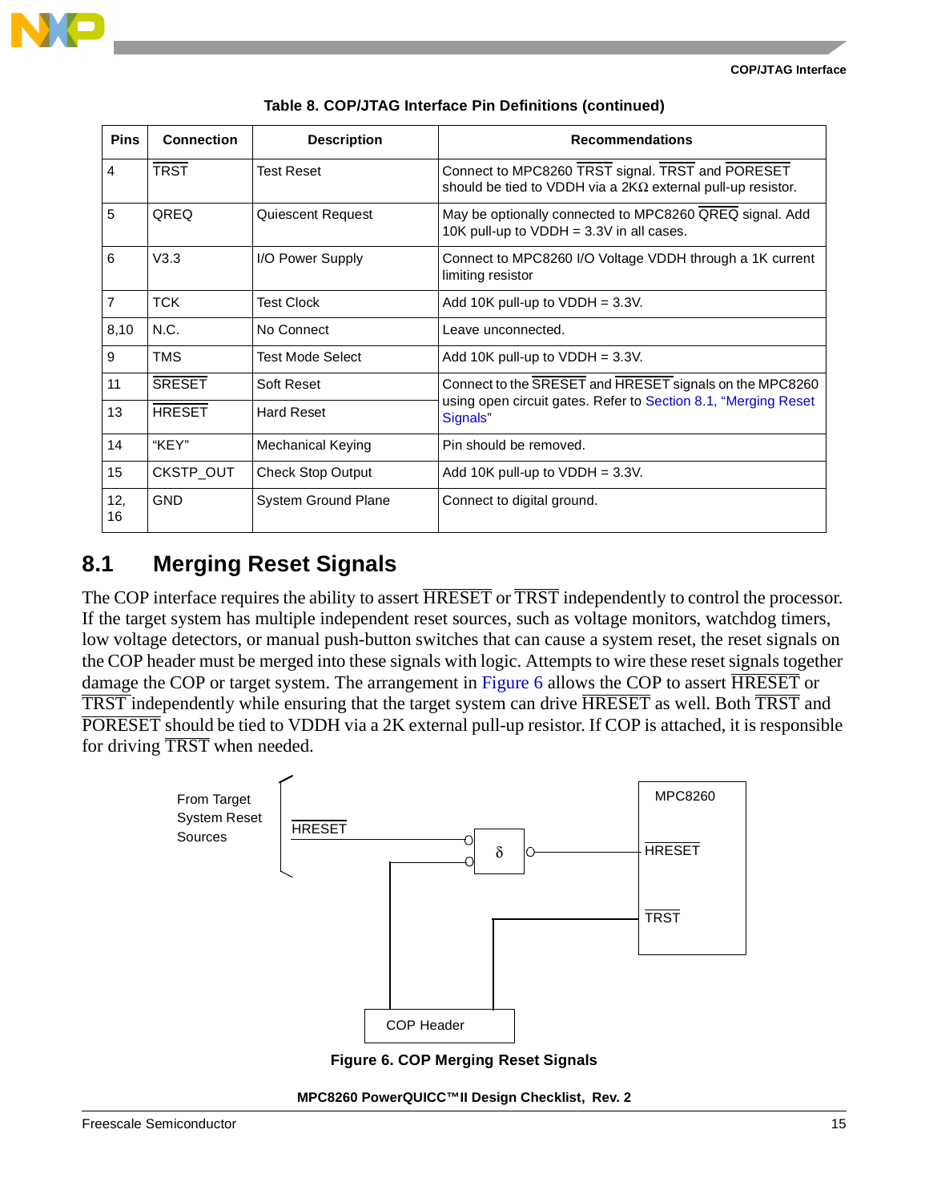**Table 8. COP/JTAG Interface Pin Definitions (continued)**

| Pins | Connection | Description | Recommendations |
|---|---|---|---|
| 4 | $\overline{\text{TRST}}$ | Test Reset | Connect to MPC8260 $\overline{\text{TRST}}$ signal. $\overline{\text{TRST}}$ and $\overline{\text{PORESET}}$ should be tied to VDDH via a 2KΩ external pull-up resistor. |
| 5 | QREQ | Quiescent Request | May be optionally connected to MPC8260 $\overline{\text{QREQ}}$ signal. Add 10K pull-up to VDDH = 3.3V in all cases. |
| 6 | V3.3 | I/O Power Supply | Connect to MPC8260 I/O Voltage VDDH through a 1K current limiting resistor |
| 7 | TCK | Test Clock | Add 10K pull-up to VDDH = 3.3V. |
| 8,10 | N.C. | No Connect | Leave unconnected. |
| 9 | TMS | Test Mode Select | Add 10K pull-up to VDDH = 3.3V. |
| 11 | $\overline{\text{SRESET}}$ | Soft Reset | Connect to the $\overline{\text{SRESET}}$ and $\overline{\text{HRESET}}$ signals on the MPC8260 using open circuit gates. Refer to Section 8.1, "Merging Reset Signals" |
| 13 | $\overline{\text{HRESET}}$ | Hard Reset | |
| 14 | "KEY" | Mechanical Keying | Pin should be removed. |
| 15 | CKSTP_OUT | Check Stop Output | Add 10K pull-up to VDDH = 3.3V. |
| 12, 16 | GND | System Ground Plane | Connect to digital ground. |

## 8.1 Merging Reset Signals

The COP interface requires the ability to assert $\overline{\text{HRESET}}$ or $\overline{\text{TRST}}$ independently to control the processor. If the target system has multiple independent reset sources, such as voltage monitors, watchdog timers, low voltage detectors, or manual push-button switches that can cause a system reset, the reset signals on the COP header must be merged into these signals with logic. Attempts to wire these reset signals together damage the COP or target system. The arrangement in Figure 6 allows the COP to assert $\overline{\text{HRESET}}$ or $\overline{\text{TRST}}$ independently while ensuring that the target system can drive $\overline{\text{HRESET}}$ as well. Both $\overline{\text{TRST}}$ and $\overline{\text{PORESET}}$ should be tied to VDDH via a 2K external pull-up resistor. If COP is attached, it is responsible for driving $\overline{\text{TRST}}$ when needed.

From Target System Reset Sources

$\overline{\text{HRESET}}$

δ

MPC8260

$\overline{\text{HRESET}}$

$\overline{\text{TRST}}$

COP Header

**Figure 6. COP Merging Reset Signals**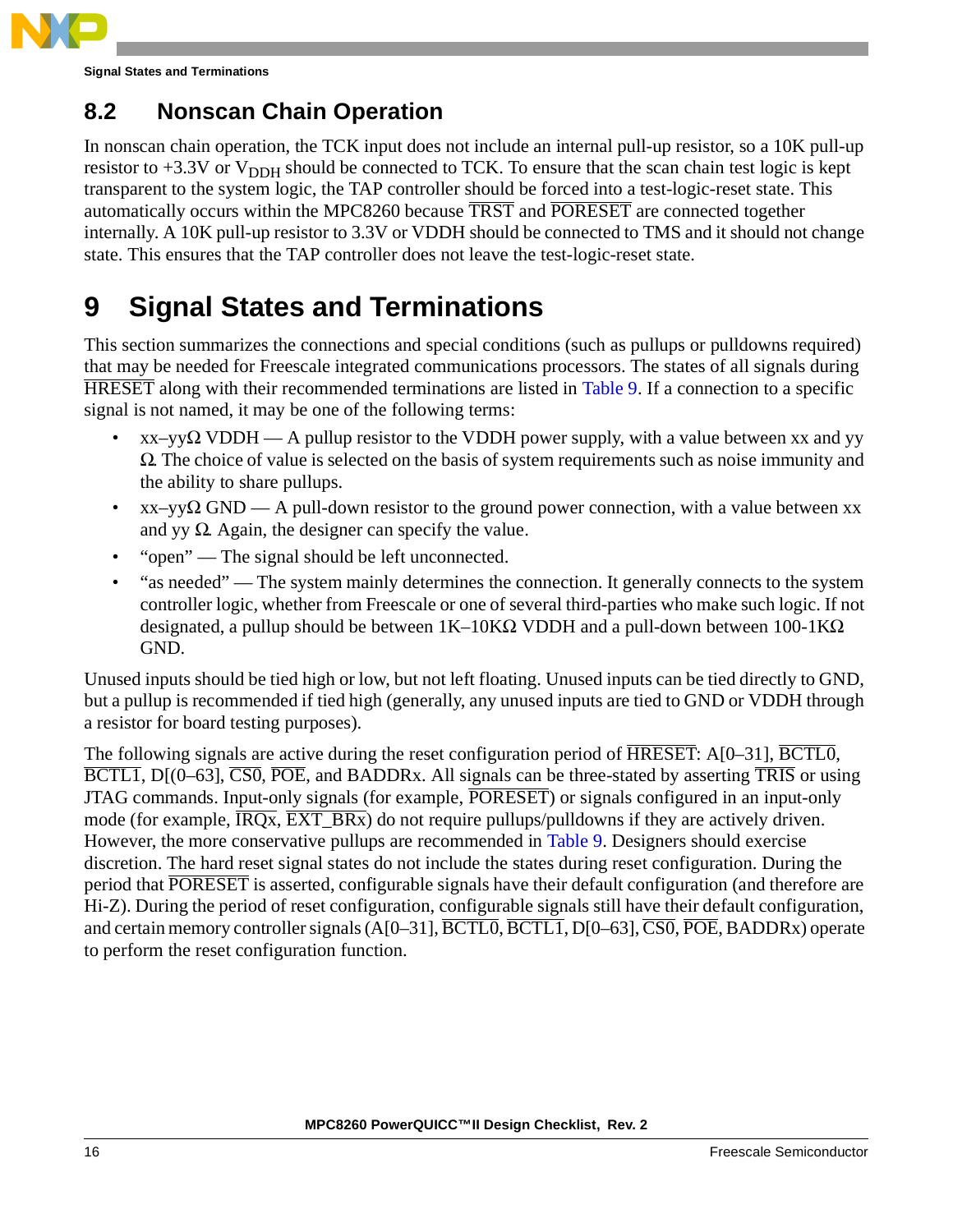## 8.2 Nonscan Chain Operation

In nonscan chain operation, the TCK input does not include an internal pull-up resistor, so a 10K pull-up resistor to +3.3V or $V_{DDH}$ should be connected to TCK. To ensure that the scan chain test logic is kept transparent to the system logic, the TAP controller should be forced into a test-logic-reset state. This automatically occurs within the MPC8260 because $\overline{TRST}$ and $\overline{PORESET}$ are connected together internally. A 10K pull-up resistor to 3.3V or VDDH should be connected to TMS and it should not change state. This ensures that the TAP controller does not leave the test-logic-reset state.

# 9 Signal States and Terminations

This section summarizes the connections and special conditions (such as pullups or pulldowns required) that may be needed for Freescale integrated communications processors. The states of all signals during $\overline{HRESET}$ along with their recommended terminations are listed in Table 9. If a connection to a specific signal is not named, it may be one of the following terms:

- xx–yyΩ VDDH — A pullup resistor to the VDDH power supply, with a value between xx and yy Ω. The choice of value is selected on the basis of system requirements such as noise immunity and the ability to share pullups.
- xx–yyΩ GND — A pull-down resistor to the ground power connection, with a value between xx and yy Ω. Again, the designer can specify the value.
- "open" — The signal should be left unconnected.
- "as needed" — The system mainly determines the connection. It generally connects to the system controller logic, whether from Freescale or one of several third-parties who make such logic. If not designated, a pullup should be between 1K–10KΩ VDDH and a pull-down between 100-1KΩ GND.

Unused inputs should be tied high or low, but not left floating. Unused inputs can be tied directly to GND, but a pullup is recommended if tied high (generally, any unused inputs are tied to GND or VDDH through a resistor for board testing purposes).

The following signals are active during the reset configuration period of $\overline{HRESET}$: A[0–31], $\overline{BCTL0}$, $\overline{BCTL1}$, D[(0–63], $\overline{CS0}$, $\overline{POE}$, and BADDRx. All signals can be three-stated by asserting $\overline{TRIS}$ or using JTAG commands. Input-only signals (for example, $\overline{PORESET}$) or signals configured in an input-only mode (for example, $\overline{IRQx}$, $\overline{EXT\_BRx}$) do not require pullups/pulldowns if they are actively driven. However, the more conservative pullups are recommended in Table 9. Designers should exercise discretion. The hard reset signal states do not include the states during reset configuration. During the period that $\overline{PORESET}$ is asserted, configurable signals have their default configuration (and therefore are Hi-Z). During the period of reset configuration, configurable signals still have their default configuration, and certain memory controller signals (A[0–31], $\overline{BCTL0}$, $\overline{BCTL1}$, D[0–63], $\overline{CS0}$, $\overline{POE}$, BADDRx) operate to perform the reset configuration function.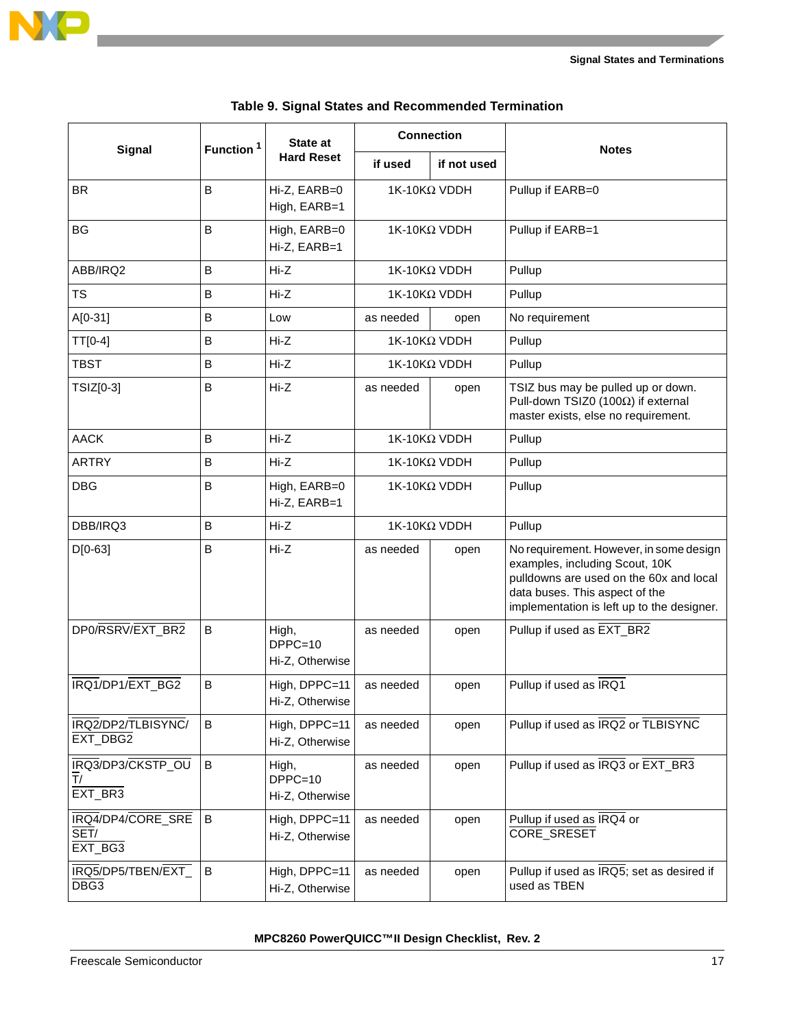**Table 9. Signal States and Recommended Termination**

| Signal | Function [1] | State at Hard Reset | Connection | | Notes |
|---|---|---|---|---|---|
| | | | if used | if not used | |
| BR | B | Hi-Z, EARB=0<br>High, EARB=1 | 1K-10KΩ VDDH | | Pullup if EARB=0 |
| BG | B | High, EARB=0<br>Hi-Z, EARB=1 | 1K-10KΩ VDDH | | Pullup if EARB=1 |
| ABB/IRQ2 | B | Hi-Z | 1K-10KΩ VDDH | | Pullup |
| TS | B | Hi-Z | 1K-10KΩ VDDH | | Pullup |
| A[0-31] | B | Low | as needed | open | No requirement |
| TT[0-4] | B | Hi-Z | 1K-10KΩ VDDH | | Pullup |
| TBST | B | Hi-Z | 1K-10KΩ VDDH | | Pullup |
| TSIZ[0-3] | B | Hi-Z | as needed | open | TSIZ bus may be pulled up or down. Pull-down TSIZ0 (100Ω) if external master exists, else no requirement. |
| AACK | B | Hi-Z | 1K-10KΩ VDDH | | Pullup |
| ARTRY | B | Hi-Z | 1K-10KΩ VDDH | | Pullup |
| DBG | B | High, EARB=0<br>Hi-Z, EARB=1 | 1K-10KΩ VDDH | | Pullup |
| DBB/IRQ3 | B | Hi-Z | 1K-10KΩ VDDH | | Pullup |
| D[0-63] | B | Hi-Z | as needed | open | No requirement. However, in some design examples, including Scout, 10K pulldowns are used on the 60x and local data buses. This aspect of the implementation is left up to the designer. |
| DP0/RSRV/EXT_BR2 | B | High, DPPC=10<br>Hi-Z, Otherwise | as needed | open | Pullup if used as EXT_BR2 |
| IRQ1/DP1/EXT_BG2 | B | High, DPPC=11<br>Hi-Z, Otherwise | as needed | open | Pullup if used as IRQ1 |
| IRQ2/DP2/TLBISYNC/EXT_DBG2 | B | High, DPPC=11<br>Hi-Z, Otherwise | as needed | open | Pullup if used as IRQ2 or TLBISYNC |
| IRQ3/DP3/CKSTP_OUT/EXT_BR3 | B | High, DPPC=10<br>Hi-Z, Otherwise | as needed | open | Pullup if used as IRQ3 or EXT_BR3 |
| IRQ4/DP4/CORE_SRESET/EXT_BG3 | B | High, DPPC=11<br>Hi-Z, Otherwise | as needed | open | Pullup if used as IRQ4 or CORE_SRESET |
| IRQ5/DP5/TBEN/EXT_DBG3 | B | High, DPPC=11<br>Hi-Z, Otherwise | as needed | open | Pullup if used as IRQ5; set as desired if used as TBEN |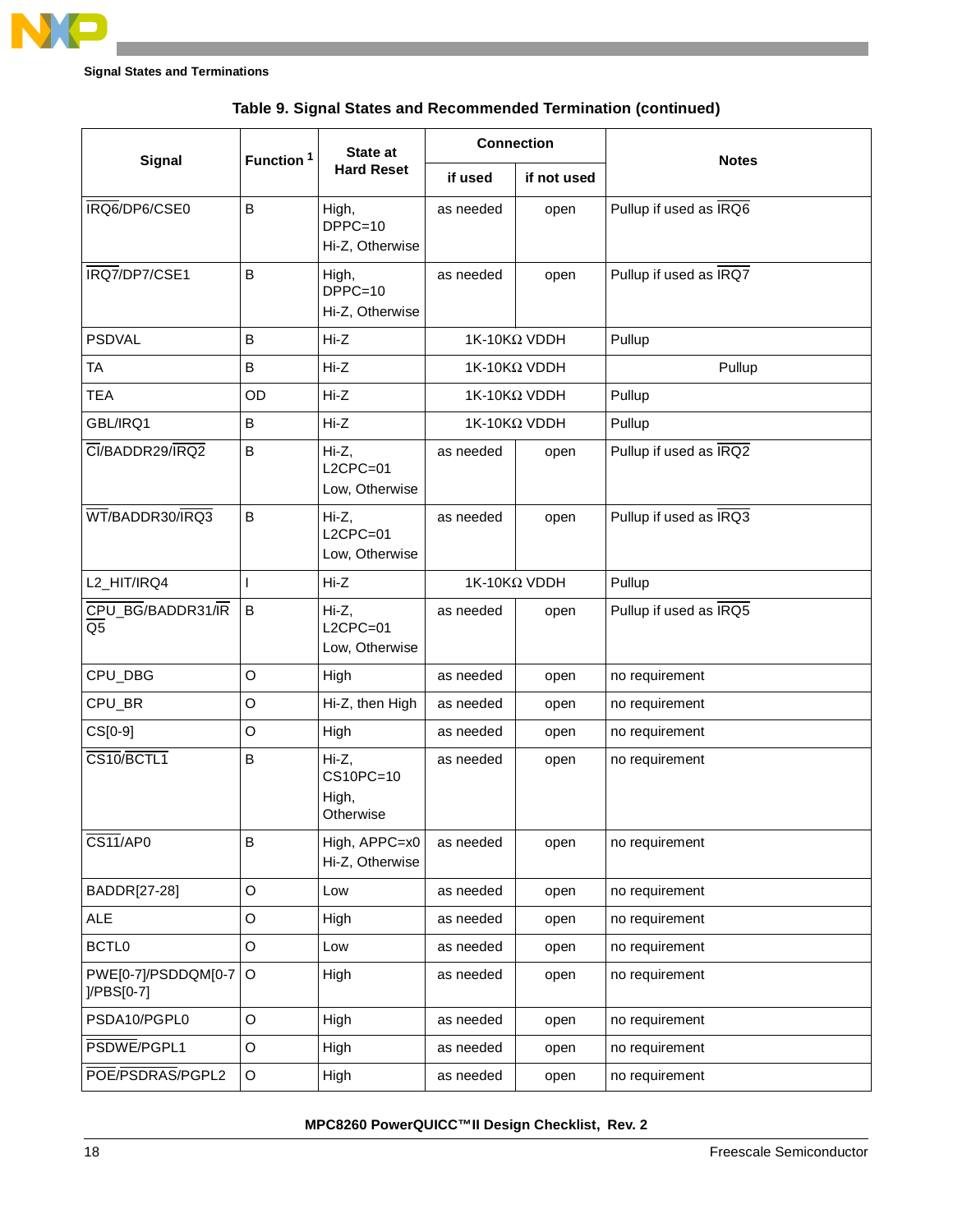**Table 9. Signal States and Recommended Termination (continued)**

| Signal | Function [1] | State at Hard Reset | Connection | | Notes |
|---|---|---|---|---|---|
| | | | if used | if not used | |
| IRQ6/DP6/CSE0 | B | High, DPPC=10<br>Hi-Z, Otherwise | as needed | open | Pullup if used as IRQ6 |
| IRQ7/DP7/CSE1 | B | High, DPPC=10<br>Hi-Z, Otherwise | as needed | open | Pullup if used as IRQ7 |
| PSDVAL | B | Hi-Z | 1K-10KΩ VDDH | | Pullup |
| TA | B | Hi-Z | 1K-10KΩ VDDH | | Pullup |
| TEA | OD | Hi-Z | 1K-10KΩ VDDH | | Pullup |
| GBL/IRQ1 | B | Hi-Z | 1K-10KΩ VDDH | | Pullup |
| CI/BADDR29/IRQ2 | B | Hi-Z, L2CPC=01<br>Low, Otherwise | as needed | open | Pullup if used as IRQ2 |
| WT/BADDR30/IRQ3 | B | Hi-Z, L2CPC=01<br>Low, Otherwise | as needed | open | Pullup if used as IRQ3 |
| L2_HIT/IRQ4 | I | Hi-Z | 1K-10KΩ VDDH | | Pullup |
| CPU_BG/BADDR31/IRQ5 | B | Hi-Z, L2CPC=01<br>Low, Otherwise | as needed | open | Pullup if used as IRQ5 |
| CPU_DBG | O | High | as needed | open | no requirement |
| CPU_BR | O | Hi-Z, then High | as needed | open | no requirement |
| CS[0-9] | O | High | as needed | open | no requirement |
| CS10/BCTL1 | B | Hi-Z, CS10PC=10<br>High, Otherwise | as needed | open | no requirement |
| CS11/AP0 | B | High, APPC=x0<br>Hi-Z, Otherwise | as needed | open | no requirement |
| BADDR[27-28] | O | Low | as needed | open | no requirement |
| ALE | O | High | as needed | open | no requirement |
| BCTL0 | O | Low | as needed | open | no requirement |
| PWE[0-7]/PSDDQM[0-7]/PBS[0-7] | O | High | as needed | open | no requirement |
| PSDA10/PGPL0 | O | High | as needed | open | no requirement |
| PSDWE/PGPL1 | O | High | as needed | open | no requirement |
| POE/PSDRAS/PGPL2 | O | High | as needed | open | no requirement |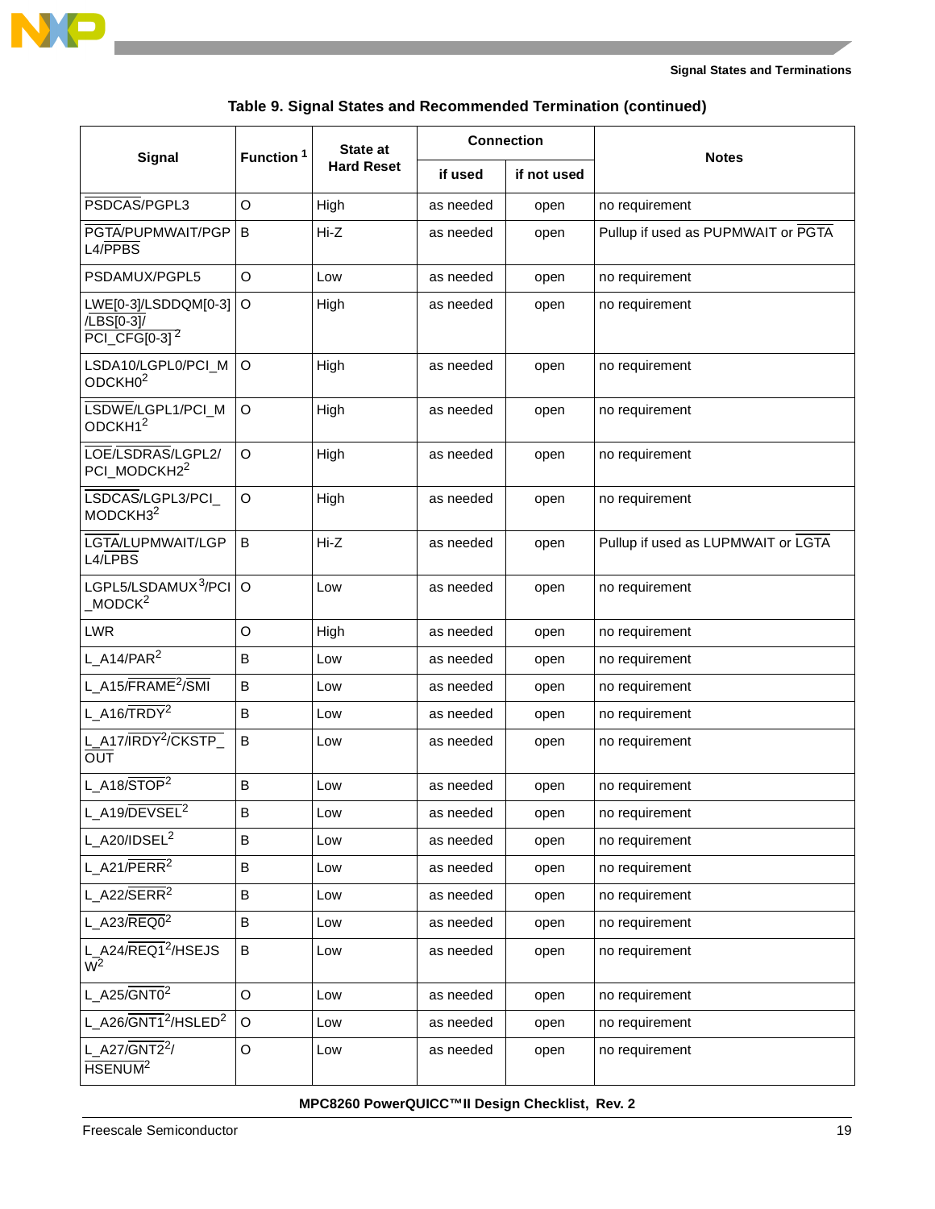**Table 9. Signal States and Recommended Termination (continued)**

| Signal | Function [1] | State at Hard Reset | Connection | | Notes |
|---|---|---|---|---|---|
| | | | if used | if not used | |
| PSDCAS/PGPL3 | O | High | as needed | open | no requirement |
| PGTA/PUPMWAIT/PGPL4/PPBS | B | Hi-Z | as needed | open | Pullup if used as PUPMWAIT or PGTA |
| PSDAMUX/PGPL5 | O | Low | as needed | open | no requirement |
| LWE[0-3]/LSDDQM[0-3]/LBS[0-3]/PCI_CFG[0-3] [2] | O | High | as needed | open | no requirement |
| LSDA10/LGPL0/PCI_MODCKH0[2] | O | High | as needed | open | no requirement |
| LSDWE/LGPL1/PCI_MODCKH1[2] | O | High | as needed | open | no requirement |
| LOE/LSDRAS/LGPL2/PCI_MODCKH2[2] | O | High | as needed | open | no requirement |
| LSDCAS/LGPL3/PCI_MODCKH3[2] | O | High | as needed | open | no requirement |
| LGTA/LUPMWAIT/LGPL4/LPBS | B | Hi-Z | as needed | open | Pullup if used as LUPMWAIT or LGTA |
| LGPL5/LSDAMUX[3]/PCI_MODCK[2] | O | Low | as needed | open | no requirement |
| LWR | O | High | as needed | open | no requirement |
| L_A14/PAR[2] | B | Low | as needed | open | no requirement |
| L_A15/FRAME[2]/SMI | B | Low | as needed | open | no requirement |
| L_A16/TRDY[2] | B | Low | as needed | open | no requirement |
| L_A17/IRDY[2]/CKSTP_OUT | B | Low | as needed | open | no requirement |
| L_A18/STOP[2] | B | Low | as needed | open | no requirement |
| L_A19/DEVSEL[2] | B | Low | as needed | open | no requirement |
| L_A20/IDSEL[2] | B | Low | as needed | open | no requirement |
| L_A21/PERR[2] | B | Low | as needed | open | no requirement |
| L_A22/SERR[2] | B | Low | as needed | open | no requirement |
| L_A23/REQ0[2] | B | Low | as needed | open | no requirement |
| L_A24/REQ1[2]/HSEJSW[2] | B | Low | as needed | open | no requirement |
| L_A25/GNT0[2] | O | Low | as needed | open | no requirement |
| L_A26/GNT1[2]/HSLED[2] | O | Low | as needed | open | no requirement |
| L_A27/GNT2[2]/HSENUM[2] | O | Low | as needed | open | no requirement |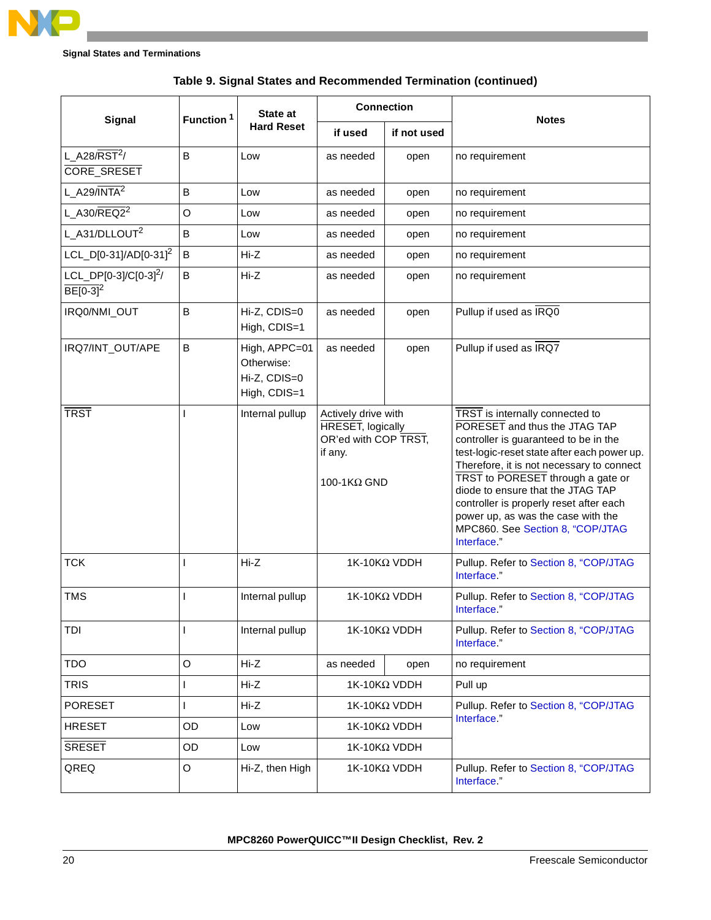Table 9. Signal States and Recommended Termination (continued)

| Signal | Function [1] | State at Hard Reset | Connection | | Notes |
|---|---|---|---|---|---|
| | | | if used | if not used | |
| L_A28/RST[2]/ CORE_SRESET | B | Low | as needed | open | no requirement |
| L_A29/INTA[2] | B | Low | as needed | open | no requirement |
| L_A30/REQ2[2] | O | Low | as needed | open | no requirement |
| L_A31/DLLOUT[2] | B | Low | as needed | open | no requirement |
| LCL_D[0-31]/AD[0-31][2] | B | Hi-Z | as needed | open | no requirement |
| LCL_DP[0-3]/C[0-3][2]/ BE[0-3][2] | B | Hi-Z | as needed | open | no requirement |
| IRQ0/NMI_OUT | B | Hi-Z, CDIS=0<br>High, CDIS=1 | as needed | open | Pullup if used as IRQ0 |
| IRQ7/INT_OUT/APE | B | High, APPC=01<br>Otherwise:<br>Hi-Z, CDIS=0<br>High, CDIS=1 | as needed | open | Pullup if used as IRQ7 |
| TRST | I | Internal pullup | Actively drive with HRESET, logically OR'ed with COP TRST, if any.<br><br>100-1KΩ GND | | TRST is internally connected to PORESET and thus the JTAG TAP controller is guaranteed to be in the test-logic-reset state after each power up. Therefore, it is not necessary to connect TRST to PORESET through a gate or diode to ensure that the JTAG TAP controller is properly reset after each power up, as was the case with the MPC860. See Section 8, "COP/JTAG Interface." |
| TCK | I | Hi-Z | 1K-10KΩ VDDH | | Pullup. Refer to Section 8, "COP/JTAG Interface." |
| TMS | I | Internal pullup | 1K-10KΩ VDDH | | Pullup. Refer to Section 8, "COP/JTAG Interface." |
| TDI | I | Internal pullup | 1K-10KΩ VDDH | | Pullup. Refer to Section 8, "COP/JTAG Interface." |
| TDO | O | Hi-Z | as needed | open | no requirement |
| TRIS | I | Hi-Z | 1K-10KΩ VDDH | | Pull up |
| PORESET | I | Hi-Z | 1K-10KΩ VDDH | | Pullup. Refer to Section 8, "COP/JTAG Interface." |
| HRESET | OD | Low | 1K-10KΩ VDDH | | |
| SRESET | OD | Low | 1K-10KΩ VDDH | | |
| QREQ | O | Hi-Z, then High | 1K-10KΩ VDDH | | Pullup. Refer to Section 8, "COP/JTAG Interface." |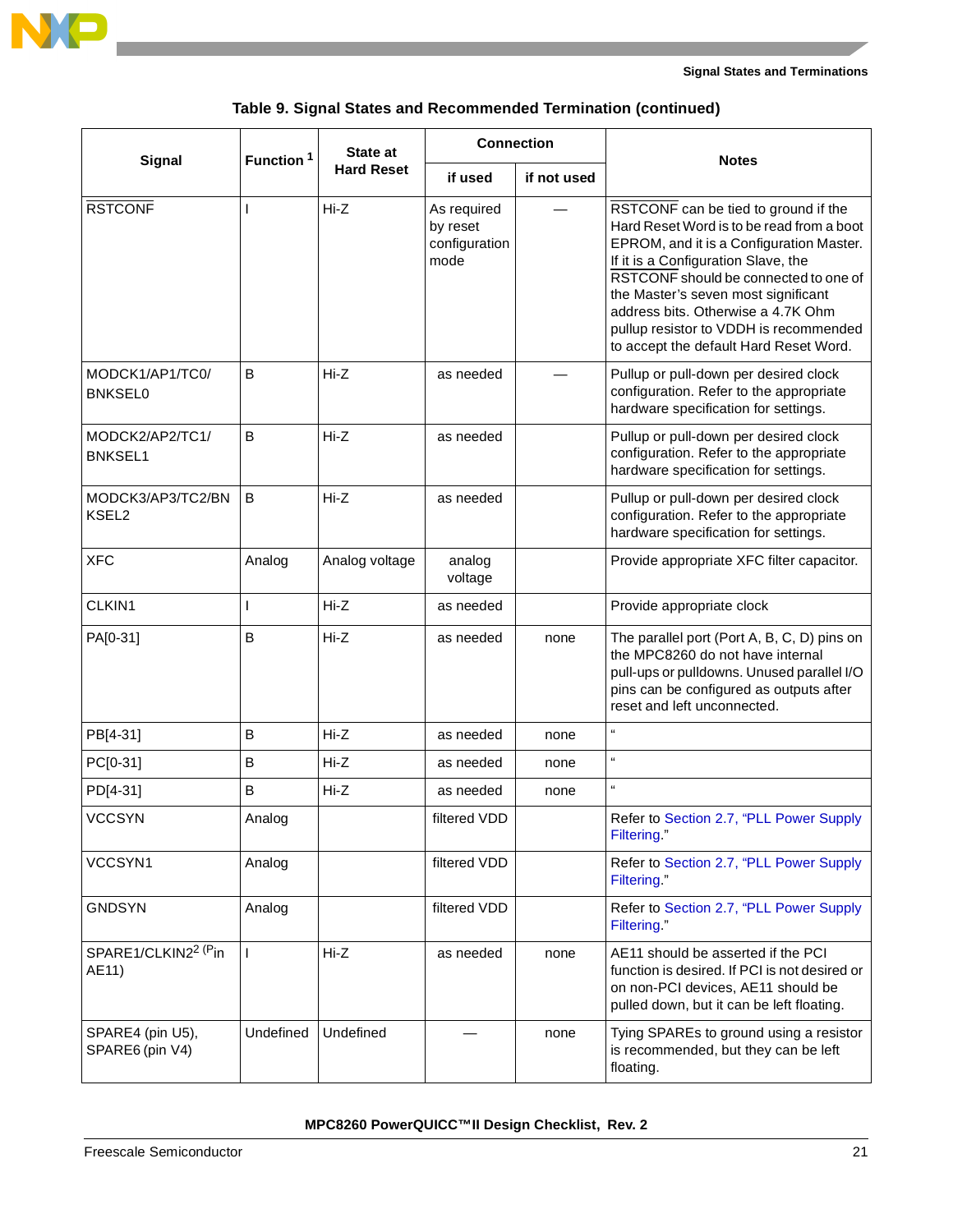**Table 9. Signal States and Recommended Termination (continued)**

| Signal | Function [1] | State at Hard Reset | Connection | | Notes |
|---|---|---|---|---|---|
| | | | if used | if not used | |
| RSTCONF | I | Hi-Z | As required by reset configuration mode | — | RSTCONF can be tied to ground if the Hard Reset Word is to be read from a boot EPROM, and it is a Configuration Master. If it is a Configuration Slave, the RSTCONF should be connected to one of the Master's seven most significant address bits. Otherwise a 4.7K Ohm pullup resistor to VDDH is recommended to accept the default Hard Reset Word. |
| MODCK1/AP1/TC0/ BNKSEL0 | B | Hi-Z | as needed | — | Pullup or pull-down per desired clock configuration. Refer to the appropriate hardware specification for settings. |
| MODCK2/AP2/TC1/ BNKSEL1 | B | Hi-Z | as needed | | Pullup or pull-down per desired clock configuration. Refer to the appropriate hardware specification for settings. |
| MODCK3/AP3/TC2/BN KSEL2 | B | Hi-Z | as needed | | Pullup or pull-down per desired clock configuration. Refer to the appropriate hardware specification for settings. |
| XFC | Analog | Analog voltage | analog voltage | | Provide appropriate XFC filter capacitor. |
| CLKIN1 | I | Hi-Z | as needed | | Provide appropriate clock |
| PA[0-31] | B | Hi-Z | as needed | none | The parallel port (Port A, B, C, D) pins on the MPC8260 do not have internal pull-ups or pulldowns. Unused parallel I/O pins can be configured as outputs after reset and left unconnected. |
| PB[4-31] | B | Hi-Z | as needed | none | " |
| PC[0-31] | B | Hi-Z | as needed | none | " |
| PD[4-31] | B | Hi-Z | as needed | none | " |
| VCCSYN | Analog | | filtered VDD | | Refer to Section 2.7, "PLL Power Supply Filtering." |
| VCCSYN1 | Analog | | filtered VDD | | Refer to Section 2.7, "PLL Power Supply Filtering." |
| GNDSYN | Analog | | filtered VDD | | Refer to Section 2.7, "PLL Power Supply Filtering." |
| SPARE1/CLKIN2[2] (Pin AE11) | I | Hi-Z | as needed | none | AE11 should be asserted if the PCI function is desired. If PCI is not desired or on non-PCI devices, AE11 should be pulled down, but it can be left floating. |
| SPARE4 (pin U5), SPARE6 (pin V4) | Undefined | Undefined | — | none | Tying SPAREs to ground using a resistor is recommended, but they can be left floating. |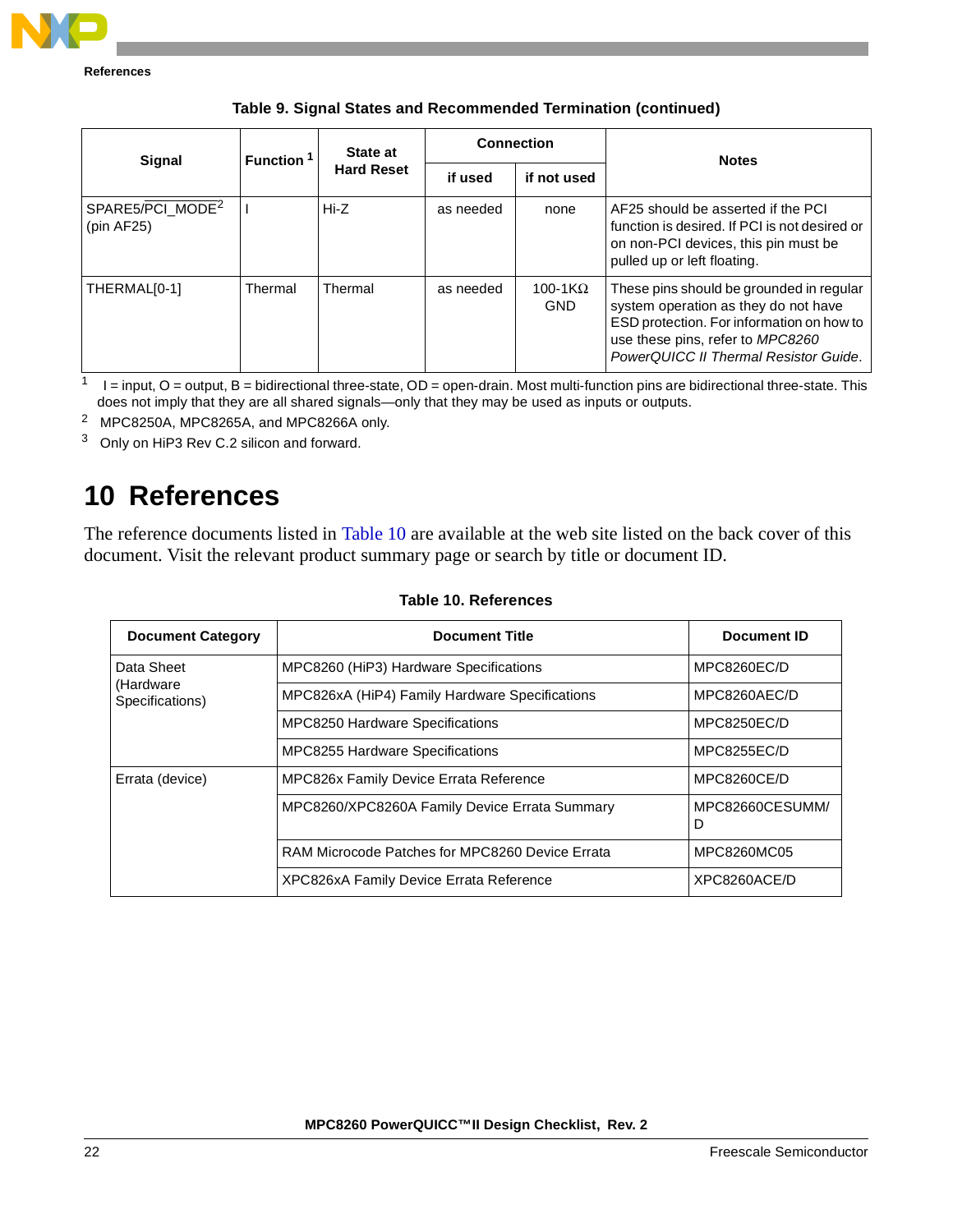**Table 9. Signal States and Recommended Termination (continued)**

| Signal | Function [1] | State at Hard Reset | Connection | | Notes |
|---|---|---|---|---|---|
| | | | if used | if not used | |
| SPARE5/$\overline{\text{PCI\_MODE}}$[2] (pin AF25) | I | Hi-Z | as needed | none | AF25 should be asserted if the PCI function is desired. If PCI is not desired or on non-PCI devices, this pin must be pulled up or left floating. |
| THERMAL[0-1] | Thermal | Thermal | as needed | 100-1KΩ GND | These pins should be grounded in regular system operation as they do not have ESD protection. For information on how to use these pins, refer to *MPC8260 PowerQUICC II Thermal Resistor Guide*. |

[1] I = input, O = output, B = bidirectional three-state, OD = open-drain. Most multi-function pins are bidirectional three-state. This does not imply that they are all shared signals—only that they may be used as inputs or outputs.

[2] MPC8250A, MPC8265A, and MPC8266A only.

[3] Only on HiP3 Rev C.2 silicon and forward.

# 10 References

The reference documents listed in Table 10 are available at the web site listed on the back cover of this document. Visit the relevant product summary page or search by title or document ID.

**Table 10. References**

| Document Category | Document Title | Document ID |
|---|---|---|
| Data Sheet (Hardware Specifications) | MPC8260 (HiP3) Hardware Specifications | MPC8260EC/D |
| | MPC826xA (HiP4) Family Hardware Specifications | MPC8260AEC/D |
| | MPC8250 Hardware Specifications | MPC8250EC/D |
| | MPC8255 Hardware Specifications | MPC8255EC/D |
| Errata (device) | MPC826x Family Device Errata Reference | MPC8260CE/D |
| | MPC8260/XPC8260A Family Device Errata Summary | MPC82660CESUMM/D |
| | RAM Microcode Patches for MPC8260 Device Errata | MPC8260MC05 |
| | XPC826xA Family Device Errata Reference | XPC8260ACE/D |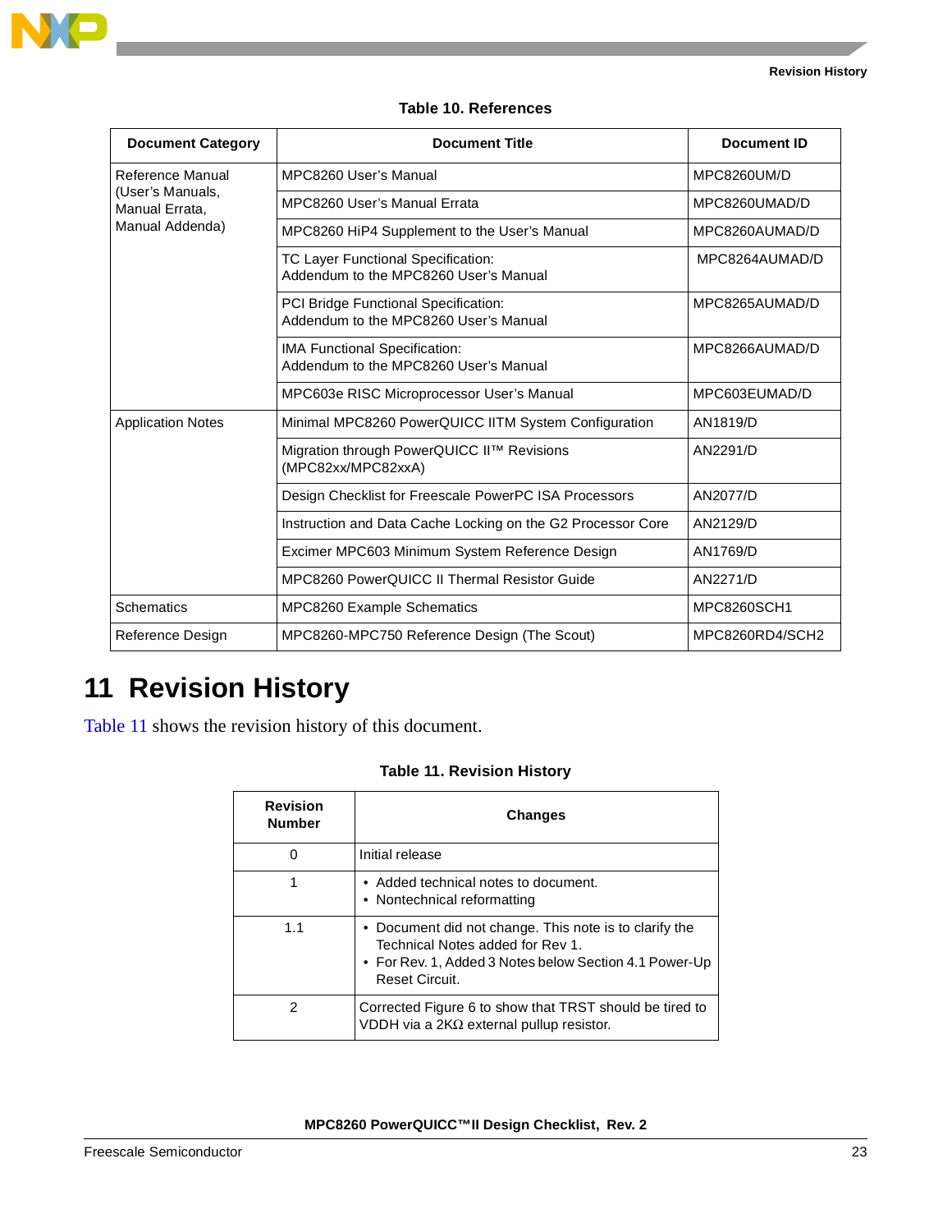**Table 10. References**

| Document Category | Document Title | Document ID |
|---|---|---|
| Reference Manual (User's Manuals, Manual Errata, Manual Addenda) | MPC8260 User's Manual | MPC8260UM/D |
| | MPC8260 User's Manual Errata | MPC8260UMAD/D |
| | MPC8260 HiP4 Supplement to the User's Manual | MPC8260AUMAD/D |
| | TC Layer Functional Specification: Addendum to the MPC8260 User's Manual | MPC8264AUMAD/D |
| | PCI Bridge Functional Specification: Addendum to the MPC8260 User's Manual | MPC8265AUMAD/D |
| | IMA Functional Specification: Addendum to the MPC8260 User's Manual | MPC8266AUMAD/D |
| | MPC603e RISC Microprocessor User's Manual | MPC603EUMAD/D |
| Application Notes | Minimal MPC8260 PowerQUICC IITM System Configuration | AN1819/D |
| | Migration through PowerQUICC II™ Revisions (MPC82xx/MPC82xxA) | AN2291/D |
| | Design Checklist for Freescale PowerPC ISA Processors | AN2077/D |
| | Instruction and Data Cache Locking on the G2 Processor Core | AN2129/D |
| | Excimer MPC603 Minimum System Reference Design | AN1769/D |
| | MPC8260 PowerQUICC II Thermal Resistor Guide | AN2271/D |
| Schematics | MPC8260 Example Schematics | MPC8260SCH1 |
| Reference Design | MPC8260-MPC750 Reference Design (The Scout) | MPC8260RD4/SCH2 |

# 11 Revision History

Table 11 shows the revision history of this document.

**Table 11. Revision History**

| Revision Number | Changes |
|---|---|
| 0 | Initial release |
| 1 | • Added technical notes to document.<br>• Nontechnical reformatting |
| 1.1 | • Document did not change. This note is to clarify the Technical Notes added for Rev 1.<br>• For Rev. 1, Added 3 Notes below Section 4.1 Power-Up Reset Circuit. |
| 2 | Corrected Figure 6 to show that TRST should be tired to VDDH via a 2KΩ external pullup resistor. |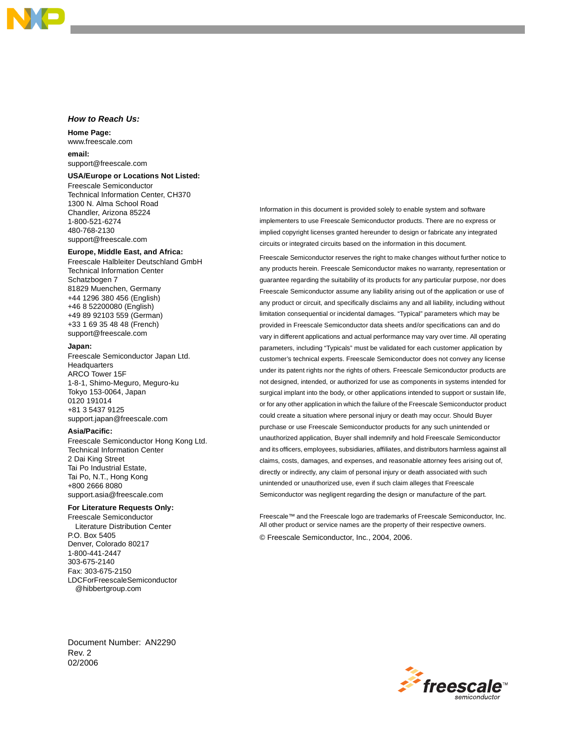***How to Reach Us:***

**Home Page:**
www.freescale.com

**email:**
support@freescale.com

**USA/Europe or Locations Not Listed:**
Freescale Semiconductor
Technical Information Center, CH370
1300 N. Alma School Road
Chandler, Arizona 85224
1-800-521-6274
480-768-2130
support@freescale.com

**Europe, Middle East, and Africa:**
Freescale Halbleiter Deutschland GmbH
Technical Information Center
Schatzbogen 7
81829 Muenchen, Germany
+44 1296 380 456 (English)
+46 8 52200080 (English)
+49 89 92103 559 (German)
+33 1 69 35 48 48 (French)
support@freescale.com

**Japan:**
Freescale Semiconductor Japan Ltd.
Headquarters
ARCO Tower 15F
1-8-1, Shimo-Meguro, Meguro-ku
Tokyo 153-0064, Japan
0120 191014
+81 3 5437 9125
support.japan@freescale.com

**Asia/Pacific:**
Freescale Semiconductor Hong Kong Ltd.
Technical Information Center
2 Dai King Street
Tai Po Industrial Estate,
Tai Po, N.T., Hong Kong
+800 2666 8080
support.asia@freescale.com

**For Literature Requests Only:**
Freescale Semiconductor
Literature Distribution Center
P.O. Box 5405
Denver, Colorado 80217
1-800-441-2447
303-675-2140
Fax: 303-675-2150
LDCForFreescaleSemiconductor
@hibbertgroup.com

Information in this document is provided solely to enable system and software implementers to use Freescale Semiconductor products. There are no express or implied copyright licenses granted hereunder to design or fabricate any integrated circuits or integrated circuits based on the information in this document.

Freescale Semiconductor reserves the right to make changes without further notice to any products herein. Freescale Semiconductor makes no warranty, representation or guarantee regarding the suitability of its products for any particular purpose, nor does Freescale Semiconductor assume any liability arising out of the application or use of any product or circuit, and specifically disclaims any and all liability, including without limitation consequential or incidental damages. "Typical" parameters which may be provided in Freescale Semiconductor data sheets and/or specifications can and do vary in different applications and actual performance may vary over time. All operating parameters, including "Typicals" must be validated for each customer application by customer's technical experts. Freescale Semiconductor does not convey any license under its patent rights nor the rights of others. Freescale Semiconductor products are not designed, intended, or authorized for use as components in systems intended for surgical implant into the body, or other applications intended to support or sustain life, or for any other application in which the failure of the Freescale Semiconductor product could create a situation where personal injury or death may occur. Should Buyer purchase or use Freescale Semiconductor products for any such unintended or unauthorized application, Buyer shall indemnify and hold Freescale Semiconductor and its officers, employees, subsidiaries, affiliates, and distributors harmless against all claims, costs, damages, and expenses, and reasonable attorney fees arising out of, directly or indirectly, any claim of personal injury or death associated with such unintended or unauthorized use, even if such claim alleges that Freescale Semiconductor was negligent regarding the design or manufacture of the part.

Freescale™ and the Freescale logo are trademarks of Freescale Semiconductor, Inc. All other product or service names are the property of their respective owners.

© Freescale Semiconductor, Inc., 2004, 2006.

Document Number: AN2290
Rev. 2
02/2006